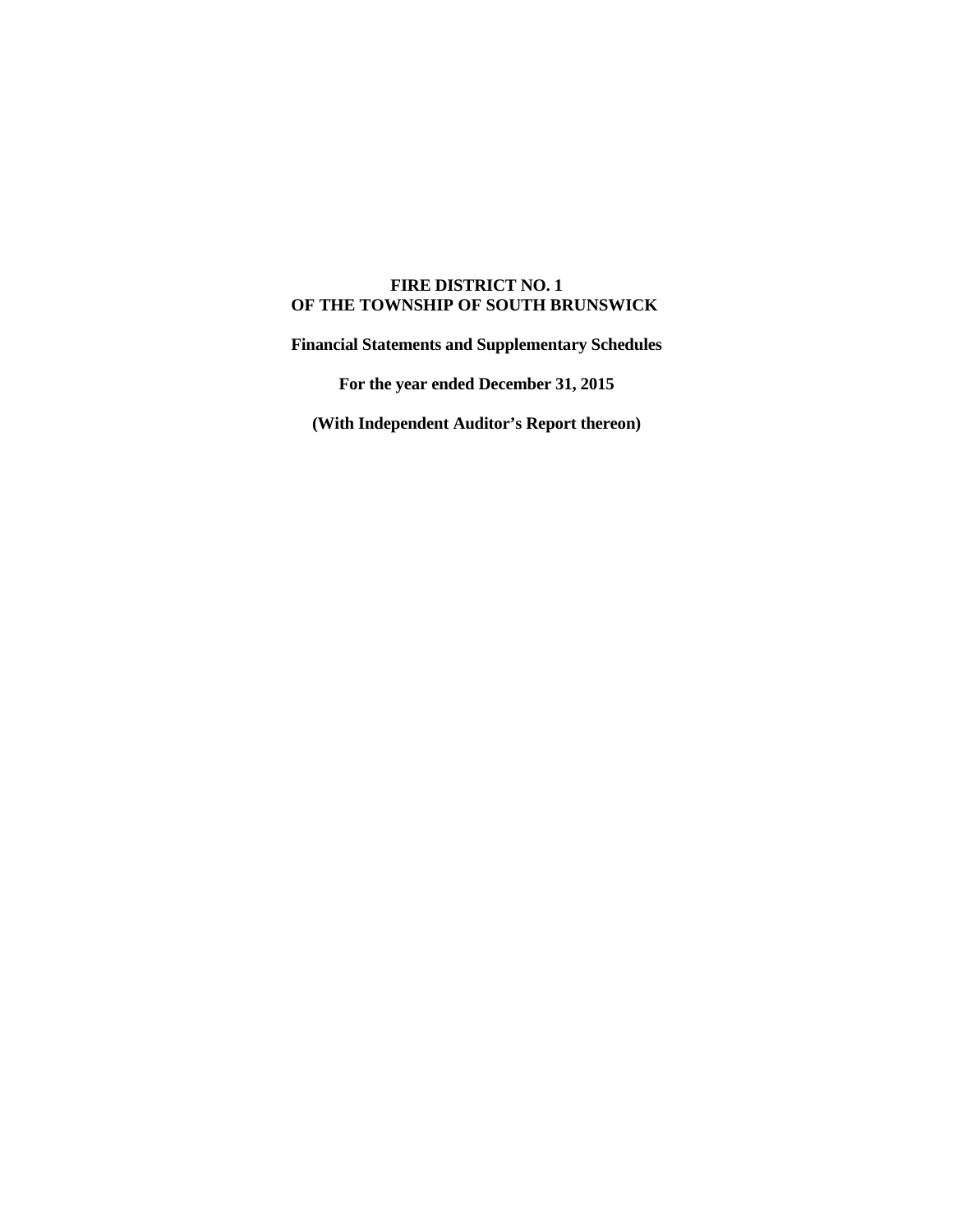# FIRE DISTRICT NO. 1
# OF THE TOWNSHIP OF SOUTH BRUNSWICK

**Financial Statements and Supplementary Schedules**

**For the year ended December 31, 2015**

**(With Independent Auditor's Report thereon)**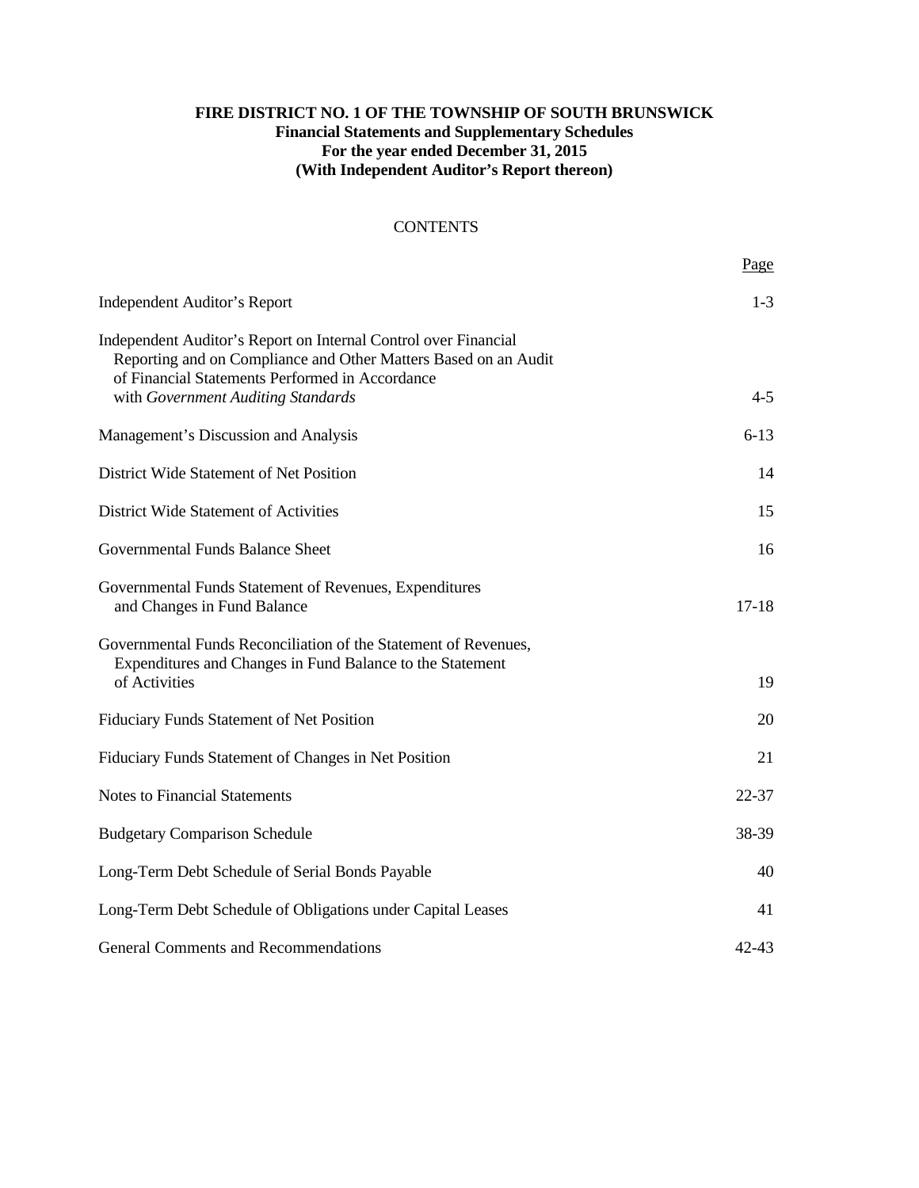**FIRE DISTRICT NO. 1 OF THE TOWNSHIP OF SOUTH BRUNSWICK**
**Financial Statements and Supplementary Schedules**
**For the year ended December 31, 2015**
**(With Independent Auditor's Report thereon)**

CONTENTS

| | Page |
|---|---|
| Independent Auditor's Report | 1-3 |
| Independent Auditor's Report on Internal Control over Financial Reporting and on Compliance and Other Matters Based on an Audit of Financial Statements Performed in Accordance with *Government Auditing Standards* | 4-5 |
| Management's Discussion and Analysis | 6-13 |
| District Wide Statement of Net Position | 14 |
| District Wide Statement of Activities | 15 |
| Governmental Funds Balance Sheet | 16 |
| Governmental Funds Statement of Revenues, Expenditures and Changes in Fund Balance | 17-18 |
| Governmental Funds Reconciliation of the Statement of Revenues, Expenditures and Changes in Fund Balance to the Statement of Activities | 19 |
| Fiduciary Funds Statement of Net Position | 20 |
| Fiduciary Funds Statement of Changes in Net Position | 21 |
| Notes to Financial Statements | 22-37 |
| Budgetary Comparison Schedule | 38-39 |
| Long-Term Debt Schedule of Serial Bonds Payable | 40 |
| Long-Term Debt Schedule of Obligations under Capital Leases | 41 |
| General Comments and Recommendations | 42-43 |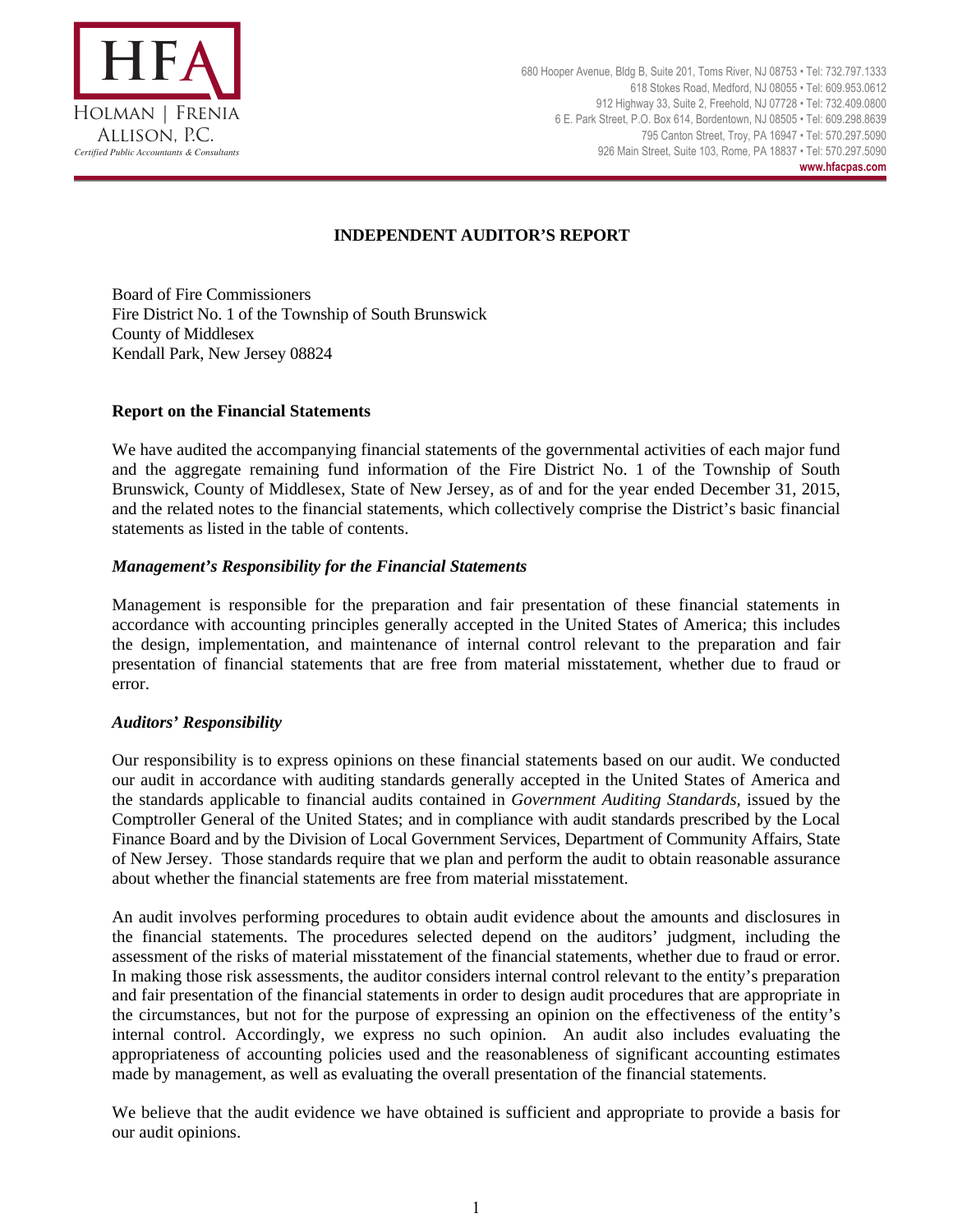HFA

HOLMAN | FRENIA ALLISON, P.C.

*Certified Public Accountants & Consultants*

680 Hooper Avenue, Bldg B, Suite 201, Toms River, NJ 08753 • Tel: 732.797.1333
618 Stokes Road, Medford, NJ 08055 • Tel: 609.953.0612
912 Highway 33, Suite 2, Freehold, NJ 07728 • Tel: 732.409.0800
6 E. Park Street, P.O. Box 614, Bordentown, NJ 08505 • Tel: 609.298.8639
795 Canton Street, Troy, PA 16947 • Tel: 570.297.5090
926 Main Street, Suite 103, Rome, PA 18837 • Tel: 570.297.5090
**www.hfacpas.com**

# INDEPENDENT AUDITOR'S REPORT

Board of Fire Commissioners
Fire District No. 1 of the Township of South Brunswick
County of Middlesex
Kendall Park, New Jersey 08824

## Report on the Financial Statements

We have audited the accompanying financial statements of the governmental activities of each major fund and the aggregate remaining fund information of the Fire District No. 1 of the Township of South Brunswick, County of Middlesex, State of New Jersey, as of and for the year ended December 31, 2015, and the related notes to the financial statements, which collectively comprise the District's basic financial statements as listed in the table of contents.

### *Management's Responsibility for the Financial Statements*

Management is responsible for the preparation and fair presentation of these financial statements in accordance with accounting principles generally accepted in the United States of America; this includes the design, implementation, and maintenance of internal control relevant to the preparation and fair presentation of financial statements that are free from material misstatement, whether due to fraud or error.

### *Auditors' Responsibility*

Our responsibility is to express opinions on these financial statements based on our audit. We conducted our audit in accordance with auditing standards generally accepted in the United States of America and the standards applicable to financial audits contained in *Government Auditing Standards*, issued by the Comptroller General of the United States; and in compliance with audit standards prescribed by the Local Finance Board and by the Division of Local Government Services, Department of Community Affairs, State of New Jersey. Those standards require that we plan and perform the audit to obtain reasonable assurance about whether the financial statements are free from material misstatement.

An audit involves performing procedures to obtain audit evidence about the amounts and disclosures in the financial statements. The procedures selected depend on the auditors' judgment, including the assessment of the risks of material misstatement of the financial statements, whether due to fraud or error. In making those risk assessments, the auditor considers internal control relevant to the entity's preparation and fair presentation of the financial statements in order to design audit procedures that are appropriate in the circumstances, but not for the purpose of expressing an opinion on the effectiveness of the entity's internal control. Accordingly, we express no such opinion. An audit also includes evaluating the appropriateness of accounting policies used and the reasonableness of significant accounting estimates made by management, as well as evaluating the overall presentation of the financial statements.

We believe that the audit evidence we have obtained is sufficient and appropriate to provide a basis for our audit opinions.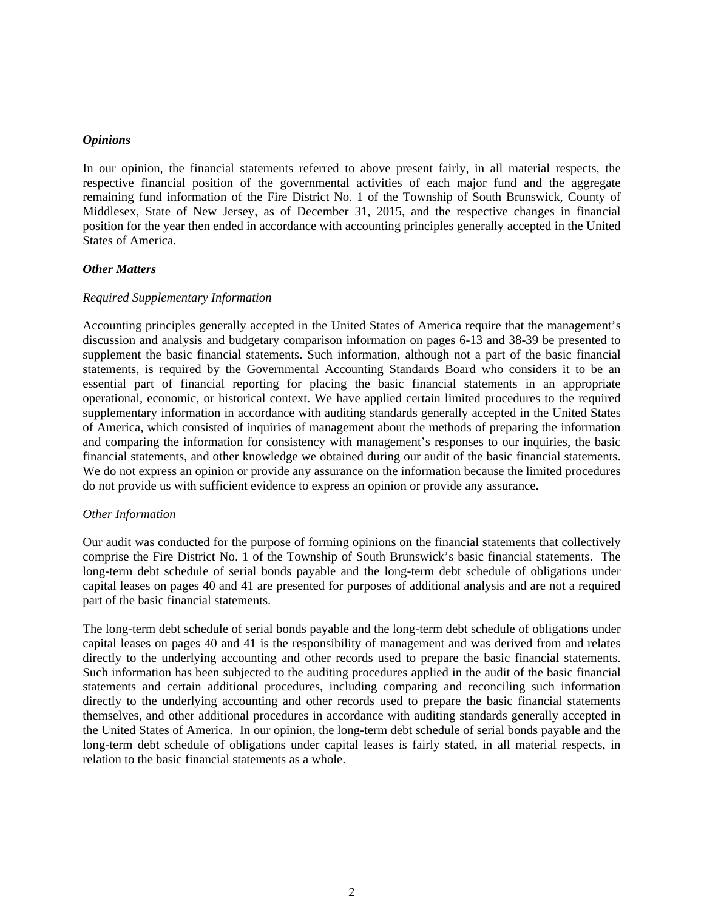***Opinions***

In our opinion, the financial statements referred to above present fairly, in all material respects, the respective financial position of the governmental activities of each major fund and the aggregate remaining fund information of the Fire District No. 1 of the Township of South Brunswick, County of Middlesex, State of New Jersey, as of December 31, 2015, and the respective changes in financial position for the year then ended in accordance with accounting principles generally accepted in the United States of America.

***Other Matters***

*Required Supplementary Information*

Accounting principles generally accepted in the United States of America require that the management's discussion and analysis and budgetary comparison information on pages 6-13 and 38-39 be presented to supplement the basic financial statements. Such information, although not a part of the basic financial statements, is required by the Governmental Accounting Standards Board who considers it to be an essential part of financial reporting for placing the basic financial statements in an appropriate operational, economic, or historical context. We have applied certain limited procedures to the required supplementary information in accordance with auditing standards generally accepted in the United States of America, which consisted of inquiries of management about the methods of preparing the information and comparing the information for consistency with management's responses to our inquiries, the basic financial statements, and other knowledge we obtained during our audit of the basic financial statements. We do not express an opinion or provide any assurance on the information because the limited procedures do not provide us with sufficient evidence to express an opinion or provide any assurance.

*Other Information*

Our audit was conducted for the purpose of forming opinions on the financial statements that collectively comprise the Fire District No. 1 of the Township of South Brunswick's basic financial statements. The long-term debt schedule of serial bonds payable and the long-term debt schedule of obligations under capital leases on pages 40 and 41 are presented for purposes of additional analysis and are not a required part of the basic financial statements.

The long-term debt schedule of serial bonds payable and the long-term debt schedule of obligations under capital leases on pages 40 and 41 is the responsibility of management and was derived from and relates directly to the underlying accounting and other records used to prepare the basic financial statements. Such information has been subjected to the auditing procedures applied in the audit of the basic financial statements and certain additional procedures, including comparing and reconciling such information directly to the underlying accounting and other records used to prepare the basic financial statements themselves, and other additional procedures in accordance with auditing standards generally accepted in the United States of America. In our opinion, the long-term debt schedule of serial bonds payable and the long-term debt schedule of obligations under capital leases is fairly stated, in all material respects, in relation to the basic financial statements as a whole.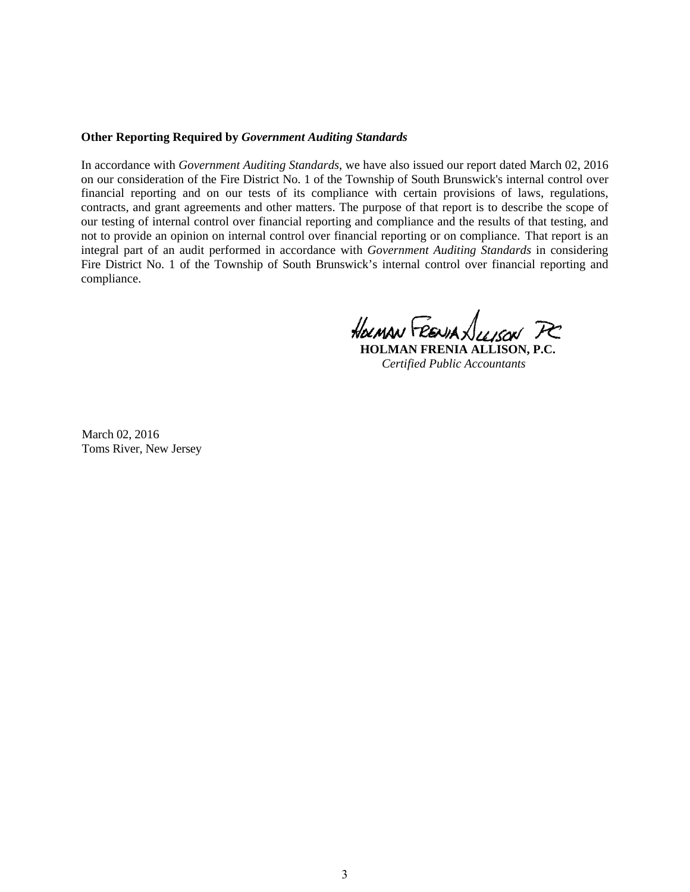**Other Reporting Required by *Government Auditing Standards***

In accordance with *Government Auditing Standards*, we have also issued our report dated March 02, 2016 on our consideration of the Fire District No. 1 of the Township of South Brunswick's internal control over financial reporting and on our tests of its compliance with certain provisions of laws, regulations, contracts, and grant agreements and other matters. The purpose of that report is to describe the scope of our testing of internal control over financial reporting and compliance and the results of that testing, and not to provide an opinion on internal control over financial reporting or on compliance. That report is an integral part of an audit performed in accordance with *Government Auditing Standards* in considering Fire District No. 1 of the Township of South Brunswick's internal control over financial reporting and compliance.

Holman Frenia Allison PC

**HOLMAN FRENIA ALLISON, P.C.**
*Certified Public Accountants*

March 02, 2016
Toms River, New Jersey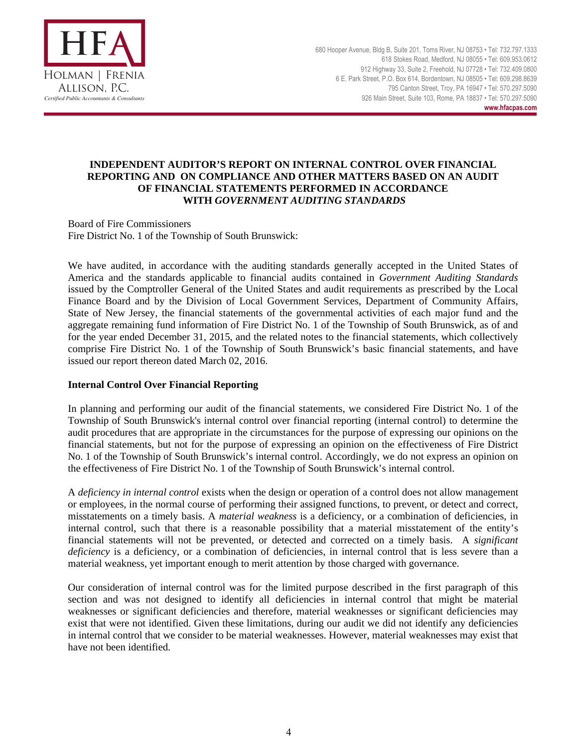HFA

HOLMAN | FRENIA ALLISON, P.C.

*Certified Public Accountants & Consultants*

680 Hooper Avenue, Bldg B, Suite 201, Toms River, NJ 08753 • Tel: 732.797.1333
618 Stokes Road, Medford, NJ 08055 • Tel: 609.953.0612
912 Highway 33, Suite 2, Freehold, NJ 07728 • Tel: 732.409.0800
6 E. Park Street, P.O. Box 614, Bordentown, NJ 08505 • Tel: 609.298.8639
795 Canton Street, Troy, PA 16947 • Tel: 570.297.5090
926 Main Street, Suite 103, Rome, PA 18837 • Tel: 570.297.5090
**www.hfacpas.com**

## INDEPENDENT AUDITOR'S REPORT ON INTERNAL CONTROL OVER FINANCIAL REPORTING AND ON COMPLIANCE AND OTHER MATTERS BASED ON AN AUDIT OF FINANCIAL STATEMENTS PERFORMED IN ACCORDANCE WITH *GOVERNMENT AUDITING STANDARDS*

Board of Fire Commissioners
Fire District No. 1 of the Township of South Brunswick:

We have audited, in accordance with the auditing standards generally accepted in the United States of America and the standards applicable to financial audits contained in *Government Auditing Standards* issued by the Comptroller General of the United States and audit requirements as prescribed by the Local Finance Board and by the Division of Local Government Services, Department of Community Affairs, State of New Jersey, the financial statements of the governmental activities of each major fund and the aggregate remaining fund information of Fire District No. 1 of the Township of South Brunswick, as of and for the year ended December 31, 2015, and the related notes to the financial statements, which collectively comprise Fire District No. 1 of the Township of South Brunswick's basic financial statements, and have issued our report thereon dated March 02, 2016.

**Internal Control Over Financial Reporting**

In planning and performing our audit of the financial statements, we considered Fire District No. 1 of the Township of South Brunswick's internal control over financial reporting (internal control) to determine the audit procedures that are appropriate in the circumstances for the purpose of expressing our opinions on the financial statements, but not for the purpose of expressing an opinion on the effectiveness of Fire District No. 1 of the Township of South Brunswick's internal control. Accordingly, we do not express an opinion on the effectiveness of Fire District No. 1 of the Township of South Brunswick's internal control.

A *deficiency in internal control* exists when the design or operation of a control does not allow management or employees, in the normal course of performing their assigned functions, to prevent, or detect and correct, misstatements on a timely basis. A *material weakness* is a deficiency, or a combination of deficiencies, in internal control, such that there is a reasonable possibility that a material misstatement of the entity's financial statements will not be prevented, or detected and corrected on a timely basis. A *significant deficiency* is a deficiency, or a combination of deficiencies, in internal control that is less severe than a material weakness, yet important enough to merit attention by those charged with governance.

Our consideration of internal control was for the limited purpose described in the first paragraph of this section and was not designed to identify all deficiencies in internal control that might be material weaknesses or significant deficiencies and therefore, material weaknesses or significant deficiencies may exist that were not identified. Given these limitations, during our audit we did not identify any deficiencies in internal control that we consider to be material weaknesses. However, material weaknesses may exist that have not been identified.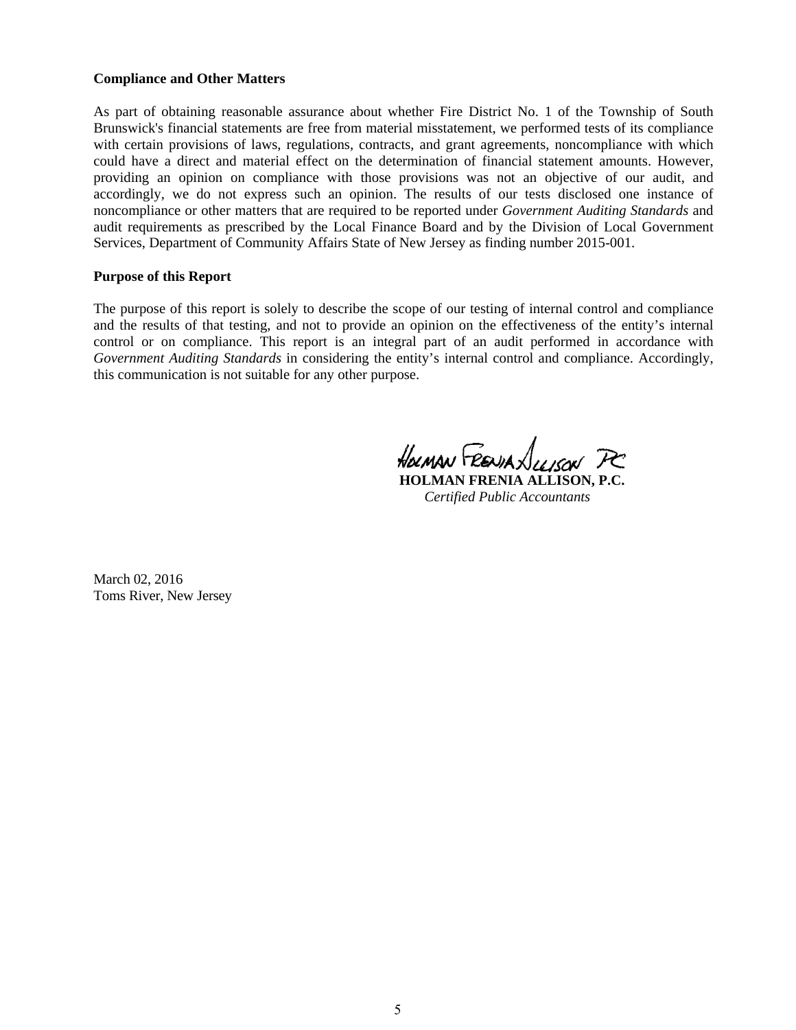**Compliance and Other Matters**

As part of obtaining reasonable assurance about whether Fire District No. 1 of the Township of South Brunswick's financial statements are free from material misstatement, we performed tests of its compliance with certain provisions of laws, regulations, contracts, and grant agreements, noncompliance with which could have a direct and material effect on the determination of financial statement amounts. However, providing an opinion on compliance with those provisions was not an objective of our audit, and accordingly, we do not express such an opinion. The results of our tests disclosed one instance of noncompliance or other matters that are required to be reported under *Government Auditing Standards* and audit requirements as prescribed by the Local Finance Board and by the Division of Local Government Services, Department of Community Affairs State of New Jersey as finding number 2015-001.

**Purpose of this Report**

The purpose of this report is solely to describe the scope of our testing of internal control and compliance and the results of that testing, and not to provide an opinion on the effectiveness of the entity's internal control or on compliance. This report is an integral part of an audit performed in accordance with *Government Auditing Standards* in considering the entity's internal control and compliance. Accordingly, this communication is not suitable for any other purpose.

**HOLMAN FRENIA ALLISON, P.C.**
*Certified Public Accountants*

March 02, 2016
Toms River, New Jersey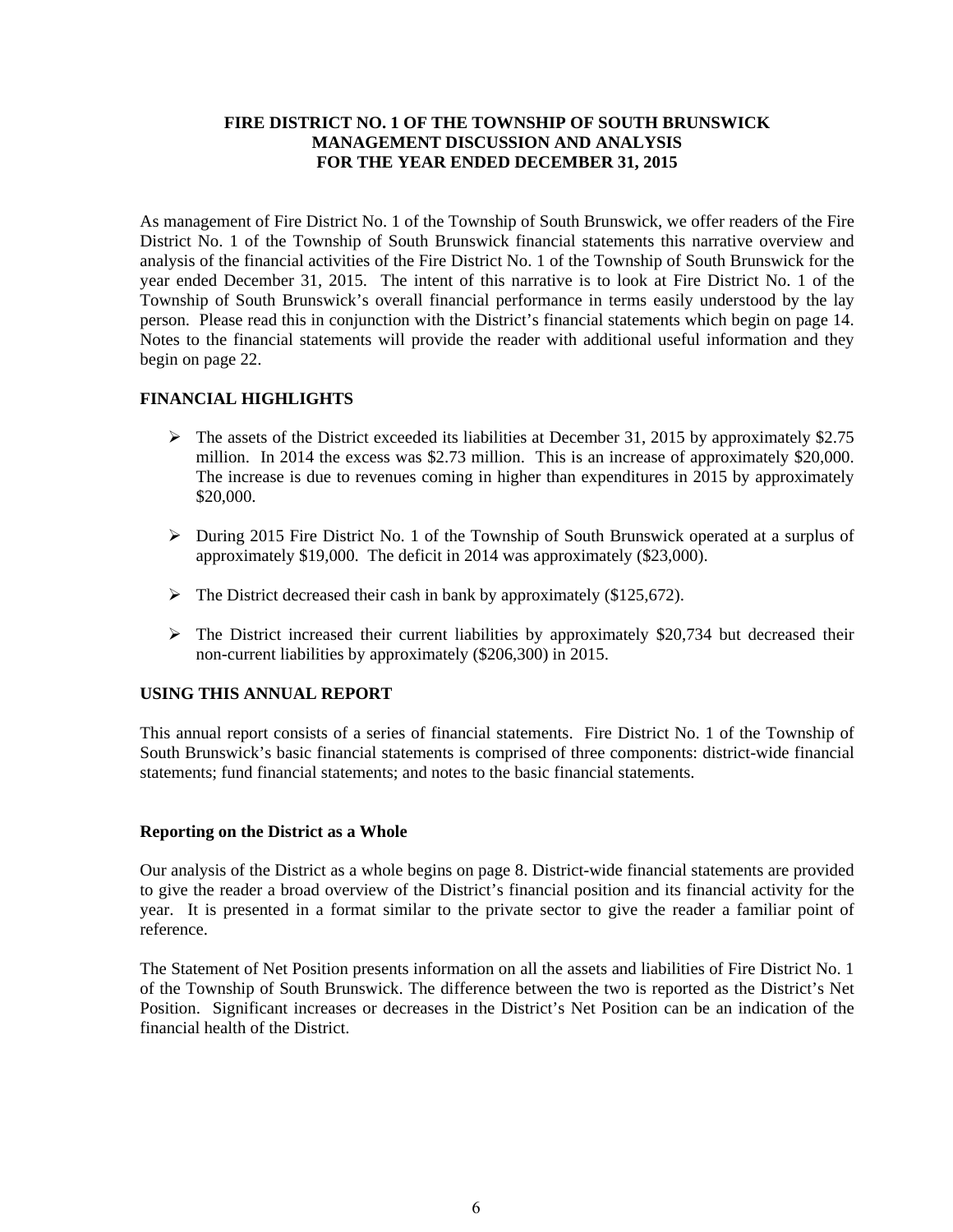# FIRE DISTRICT NO. 1 OF THE TOWNSHIP OF SOUTH BRUNSWICK
## MANAGEMENT DISCUSSION AND ANALYSIS
## FOR THE YEAR ENDED DECEMBER 31, 2015

As management of Fire District No. 1 of the Township of South Brunswick, we offer readers of the Fire District No. 1 of the Township of South Brunswick financial statements this narrative overview and analysis of the financial activities of the Fire District No. 1 of the Township of South Brunswick for the year ended December 31, 2015. The intent of this narrative is to look at Fire District No. 1 of the Township of South Brunswick's overall financial performance in terms easily understood by the lay person. Please read this in conjunction with the District's financial statements which begin on page 14. Notes to the financial statements will provide the reader with additional useful information and they begin on page 22.

### FINANCIAL HIGHLIGHTS

- The assets of the District exceeded its liabilities at December 31, 2015 by approximately $2.75 million. In 2014 the excess was $2.73 million. This is an increase of approximately $20,000. The increase is due to revenues coming in higher than expenditures in 2015 by approximately $20,000.
- During 2015 Fire District No. 1 of the Township of South Brunswick operated at a surplus of approximately $19,000. The deficit in 2014 was approximately ($23,000).
- The District decreased their cash in bank by approximately ($125,672).
- The District increased their current liabilities by approximately $20,734 but decreased their non-current liabilities by approximately ($206,300) in 2015.

### USING THIS ANNUAL REPORT

This annual report consists of a series of financial statements. Fire District No. 1 of the Township of South Brunswick's basic financial statements is comprised of three components: district-wide financial statements; fund financial statements; and notes to the basic financial statements.

#### Reporting on the District as a Whole

Our analysis of the District as a whole begins on page 8. District-wide financial statements are provided to give the reader a broad overview of the District's financial position and its financial activity for the year. It is presented in a format similar to the private sector to give the reader a familiar point of reference.

The Statement of Net Position presents information on all the assets and liabilities of Fire District No. 1 of the Township of South Brunswick. The difference between the two is reported as the District's Net Position. Significant increases or decreases in the District's Net Position can be an indication of the financial health of the District.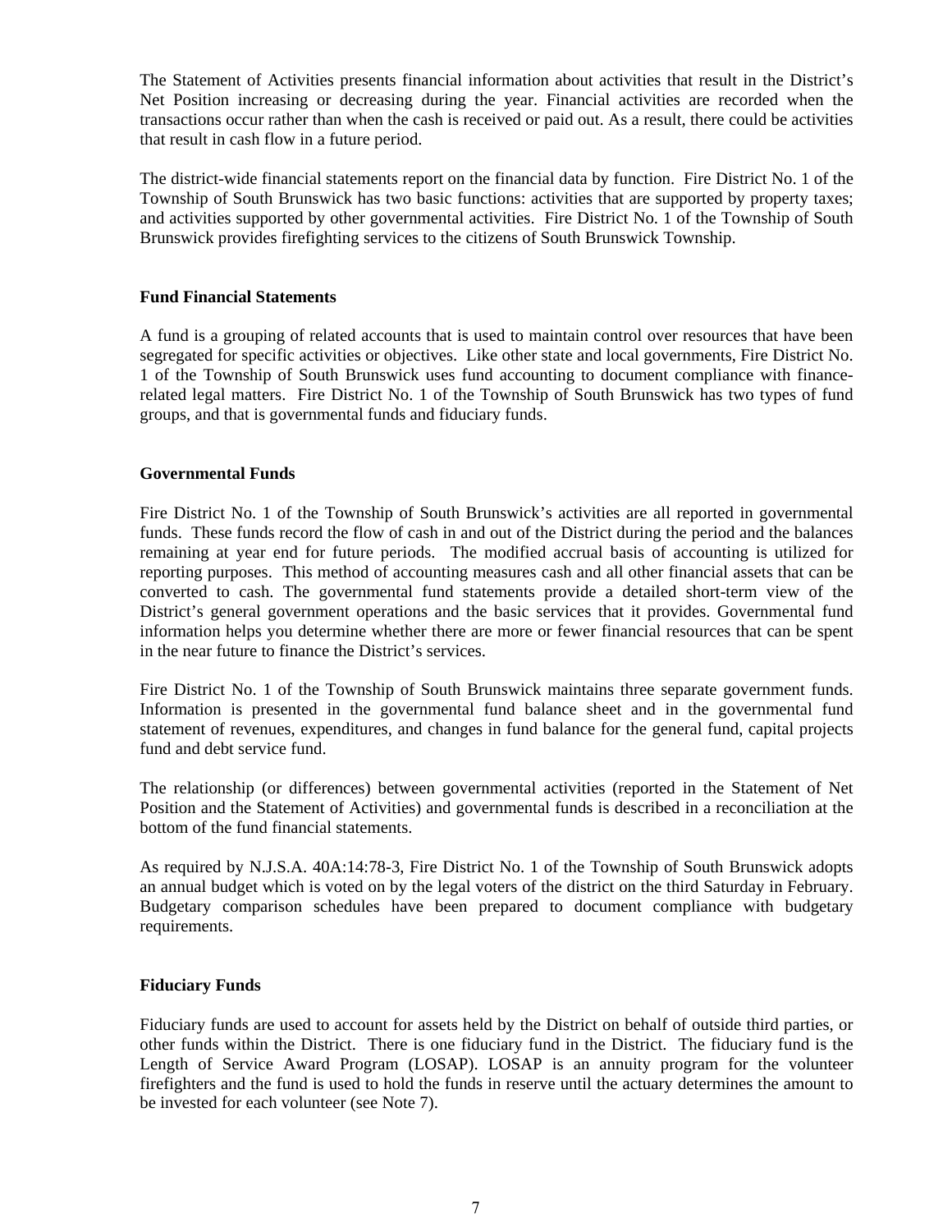The Statement of Activities presents financial information about activities that result in the District's Net Position increasing or decreasing during the year. Financial activities are recorded when the transactions occur rather than when the cash is received or paid out. As a result, there could be activities that result in cash flow in a future period.

The district-wide financial statements report on the financial data by function. Fire District No. 1 of the Township of South Brunswick has two basic functions: activities that are supported by property taxes; and activities supported by other governmental activities. Fire District No. 1 of the Township of South Brunswick provides firefighting services to the citizens of South Brunswick Township.

**Fund Financial Statements**

A fund is a grouping of related accounts that is used to maintain control over resources that have been segregated for specific activities or objectives. Like other state and local governments, Fire District No. 1 of the Township of South Brunswick uses fund accounting to document compliance with finance-related legal matters. Fire District No. 1 of the Township of South Brunswick has two types of fund groups, and that is governmental funds and fiduciary funds.

**Governmental Funds**

Fire District No. 1 of the Township of South Brunswick's activities are all reported in governmental funds. These funds record the flow of cash in and out of the District during the period and the balances remaining at year end for future periods. The modified accrual basis of accounting is utilized for reporting purposes. This method of accounting measures cash and all other financial assets that can be converted to cash. The governmental fund statements provide a detailed short-term view of the District's general government operations and the basic services that it provides. Governmental fund information helps you determine whether there are more or fewer financial resources that can be spent in the near future to finance the District's services.

Fire District No. 1 of the Township of South Brunswick maintains three separate government funds. Information is presented in the governmental fund balance sheet and in the governmental fund statement of revenues, expenditures, and changes in fund balance for the general fund, capital projects fund and debt service fund.

The relationship (or differences) between governmental activities (reported in the Statement of Net Position and the Statement of Activities) and governmental funds is described in a reconciliation at the bottom of the fund financial statements.

As required by N.J.S.A. 40A:14:78-3, Fire District No. 1 of the Township of South Brunswick adopts an annual budget which is voted on by the legal voters of the district on the third Saturday in February. Budgetary comparison schedules have been prepared to document compliance with budgetary requirements.

**Fiduciary Funds**

Fiduciary funds are used to account for assets held by the District on behalf of outside third parties, or other funds within the District. There is one fiduciary fund in the District. The fiduciary fund is the Length of Service Award Program (LOSAP). LOSAP is an annuity program for the volunteer firefighters and the fund is used to hold the funds in reserve until the actuary determines the amount to be invested for each volunteer (see Note 7).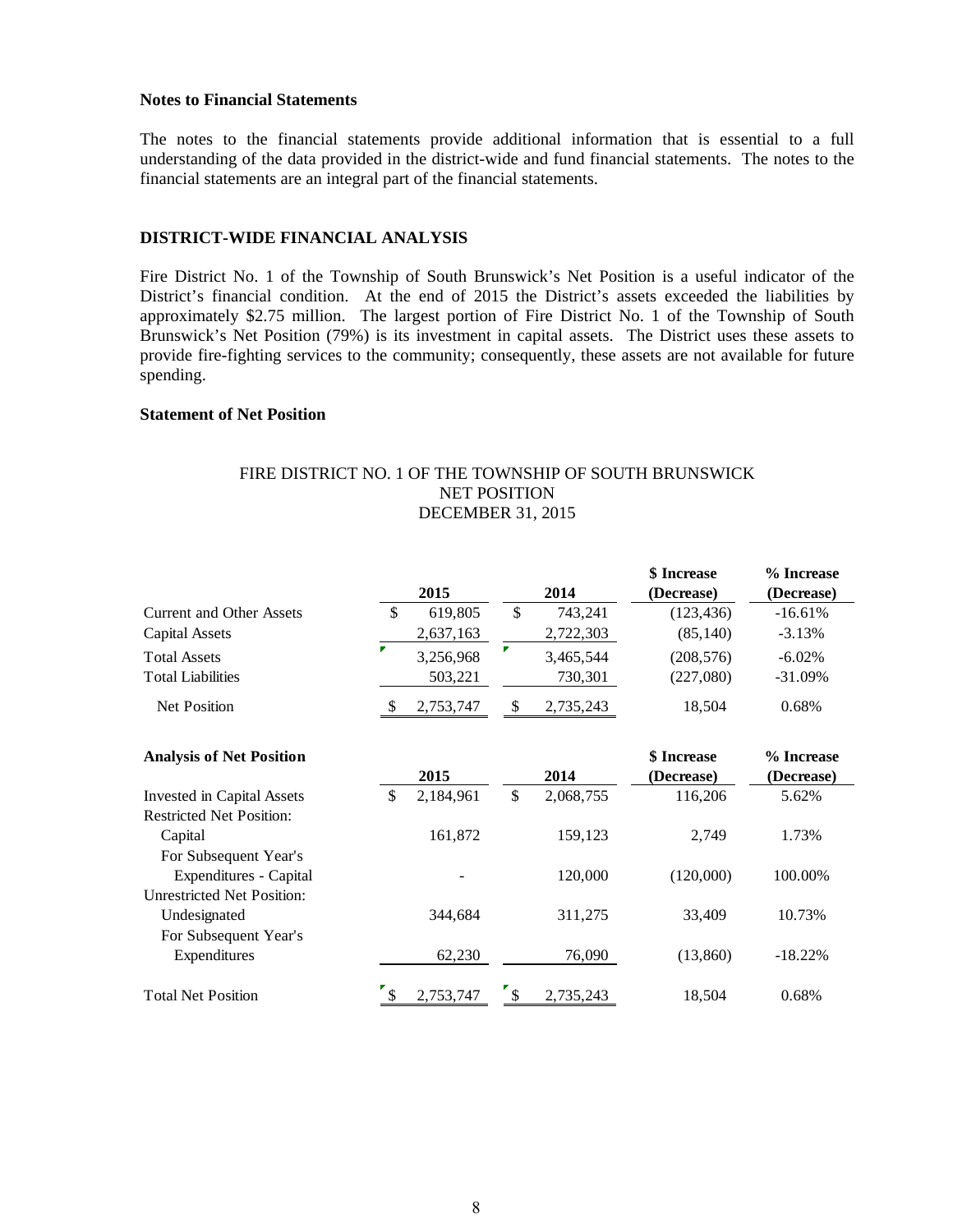**Notes to Financial Statements**

The notes to the financial statements provide additional information that is essential to a full understanding of the data provided in the district-wide and fund financial statements. The notes to the financial statements are an integral part of the financial statements.

**DISTRICT-WIDE FINANCIAL ANALYSIS**

Fire District No. 1 of the Township of South Brunswick's Net Position is a useful indicator of the District's financial condition. At the end of 2015 the District's assets exceeded the liabilities by approximately $2.75 million. The largest portion of Fire District No. 1 of the Township of South Brunswick's Net Position (79%) is its investment in capital assets. The District uses these assets to provide fire-fighting services to the community; consequently, these assets are not available for future spending.

**Statement of Net Position**

FIRE DISTRICT NO. 1 OF THE TOWNSHIP OF SOUTH BRUNSWICK
NET POSITION
DECEMBER 31, 2015

| | 2015 | 2014 | $ Increase (Decrease) | % Increase (Decrease) |
|---|---|---|---|---|
| Current and Other Assets | $ 619,805 | $ 743,241 | (123,436) | -16.61% |
| Capital Assets | 2,637,163 | 2,722,303 | (85,140) | -3.13% |
| Total Assets | 3,256,968 | 3,465,544 | (208,576) | -6.02% |
| Total Liabilities | 503,221 | 730,301 | (227,080) | -31.09% |
| Net Position | $ 2,753,747 | $ 2,735,243 | 18,504 | 0.68% |

| **Analysis of Net Position** | 2015 | 2014 | $ Increase (Decrease) | % Increase (Decrease) |
|---|---|---|---|---|
| Invested in Capital Assets | $ 2,184,961 | $ 2,068,755 | 116,206 | 5.62% |
| Restricted Net Position: | | | | |
| Capital | 161,872 | 159,123 | 2,749 | 1.73% |
| For Subsequent Year's Expenditures - Capital | - | 120,000 | (120,000) | 100.00% |
| Unrestricted Net Position: | | | | |
| Undesignated | 344,684 | 311,275 | 33,409 | 10.73% |
| For Subsequent Year's Expenditures | 62,230 | 76,090 | (13,860) | -18.22% |
| Total Net Position | $ 2,753,747 | $ 2,735,243 | 18,504 | 0.68% |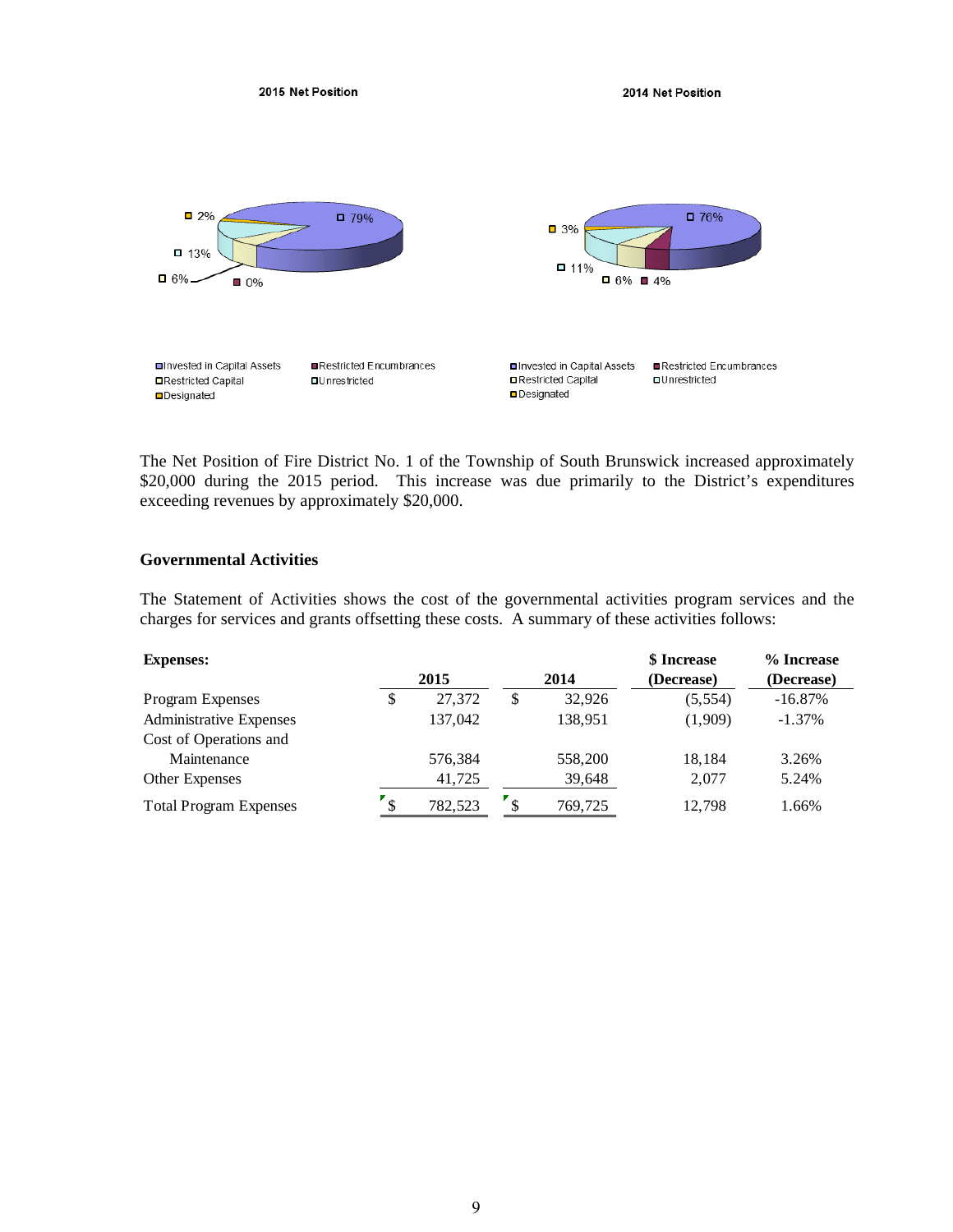**2015 Net Position**

**2014 Net Position**

2015: Invested in Capital Assets 79%, Restricted Capital 13%, Unrestricted 6%, Designated 2%, Restricted Encumbrances 0%

2014: Invested in Capital Assets 76%, Restricted Capital 11%, Unrestricted 6%, Restricted Encumbrances 4%, Designated 3%

The Net Position of Fire District No. 1 of the Township of South Brunswick increased approximately $20,000 during the 2015 period. This increase was due primarily to the District's expenditures exceeding revenues by approximately $20,000.

**Governmental Activities**

The Statement of Activities shows the cost of the governmental activities program services and the charges for services and grants offsetting these costs. A summary of these activities follows:

| **Expenses:** | **2015** | **2014** | **$ Increase (Decrease)** | **% Increase (Decrease)** |
|---|---|---|---|---|
| Program Expenses | $ 27,372 | $ 32,926 | (5,554) | -16.87% |
| Administrative Expenses | 137,042 | 138,951 | (1,909) | -1.37% |
| Cost of Operations and Maintenance | 576,384 | 558,200 | 18,184 | 3.26% |
| Other Expenses | 41,725 | 39,648 | 2,077 | 5.24% |
| Total Program Expenses | $ 782,523 | $ 769,725 | 12,798 | 1.66% |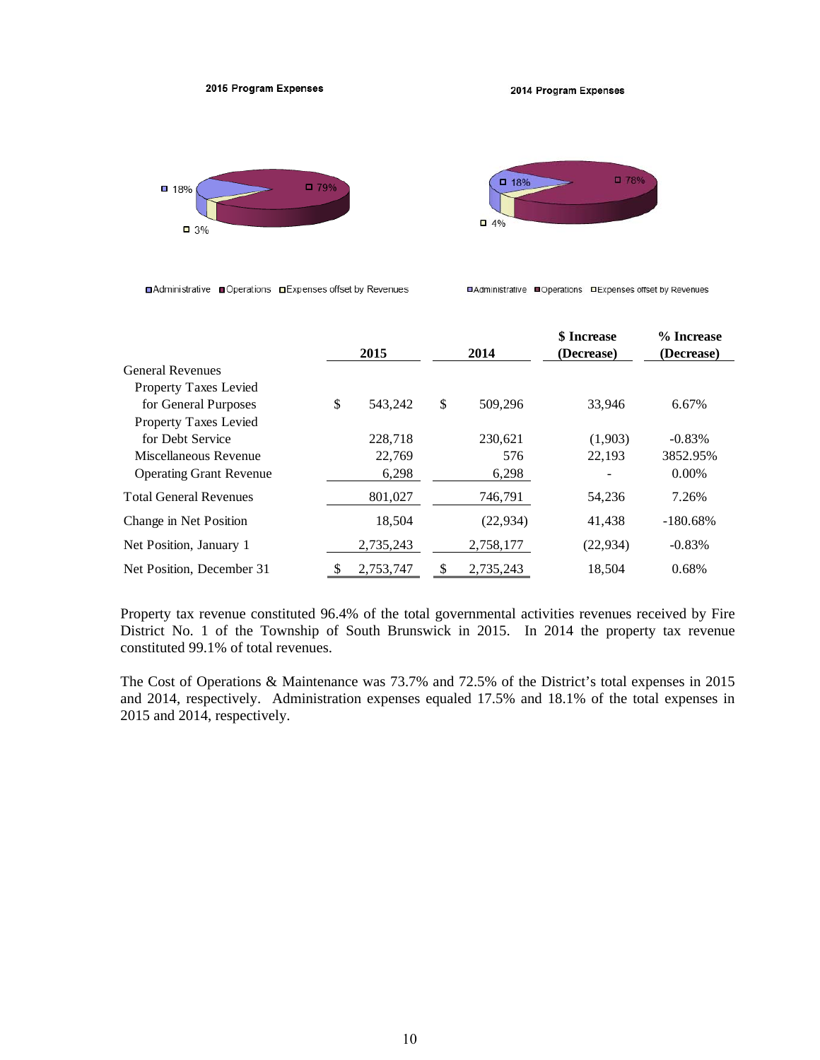**2015 Program Expenses**

- Administrative: 18%
- Operations: 79%
- Expenses offset by Revenues: 3%

**2014 Program Expenses**

- Administrative: 18%
- Operations: 78%
- Expenses offset by Revenues: 4%

| | 2015 | 2014 | $ Increase (Decrease) | % Increase (Decrease) |
|---|---|---|---|---|
| General Revenues | | | | |
| Property Taxes Levied for General Purposes | $ 543,242 | $ 509,296 | 33,946 | 6.67% |
| Property Taxes Levied for Debt Service | 228,718 | 230,621 | (1,903) | -0.83% |
| Miscellaneous Revenue | 22,769 | 576 | 22,193 | 3852.95% |
| Operating Grant Revenue | 6,298 | 6,298 | - | 0.00% |
| Total General Revenues | 801,027 | 746,791 | 54,236 | 7.26% |
| Change in Net Position | 18,504 | (22,934) | 41,438 | -180.68% |
| Net Position, January 1 | 2,735,243 | 2,758,177 | (22,934) | -0.83% |
| Net Position, December 31 | $ 2,753,747 | $ 2,735,243 | 18,504 | 0.68% |

Property tax revenue constituted 96.4% of the total governmental activities revenues received by Fire District No. 1 of the Township of South Brunswick in 2015. In 2014 the property tax revenue constituted 99.1% of total revenues.

The Cost of Operations & Maintenance was 73.7% and 72.5% of the District's total expenses in 2015 and 2014, respectively. Administration expenses equaled 17.5% and 18.1% of the total expenses in 2015 and 2014, respectively.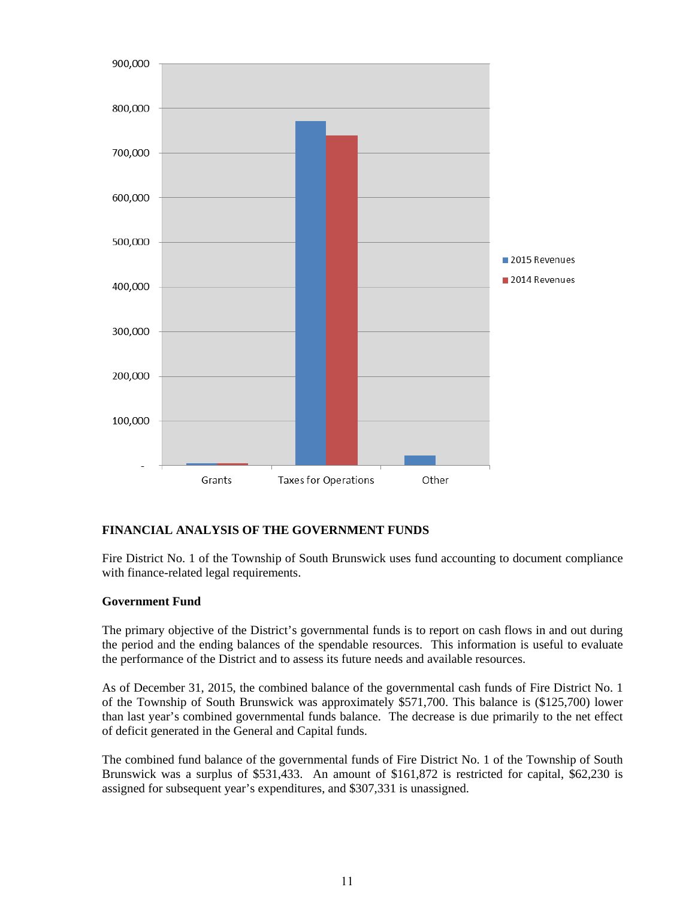## FINANCIAL ANALYSIS OF THE GOVERNMENT FUNDS

Fire District No. 1 of the Township of South Brunswick uses fund accounting to document compliance with finance-related legal requirements.

### Government Fund

The primary objective of the District's governmental funds is to report on cash flows in and out during the period and the ending balances of the spendable resources. This information is useful to evaluate the performance of the District and to assess its future needs and available resources.

As of December 31, 2015, the combined balance of the governmental cash funds of Fire District No. 1 of the Township of South Brunswick was approximately $571,700. This balance is ($125,700) lower than last year's combined governmental funds balance. The decrease is due primarily to the net effect of deficit generated in the General and Capital funds.

The combined fund balance of the governmental funds of Fire District No. 1 of the Township of South Brunswick was a surplus of $531,433. An amount of $161,872 is restricted for capital, $62,230 is assigned for subsequent year's expenditures, and $307,331 is unassigned.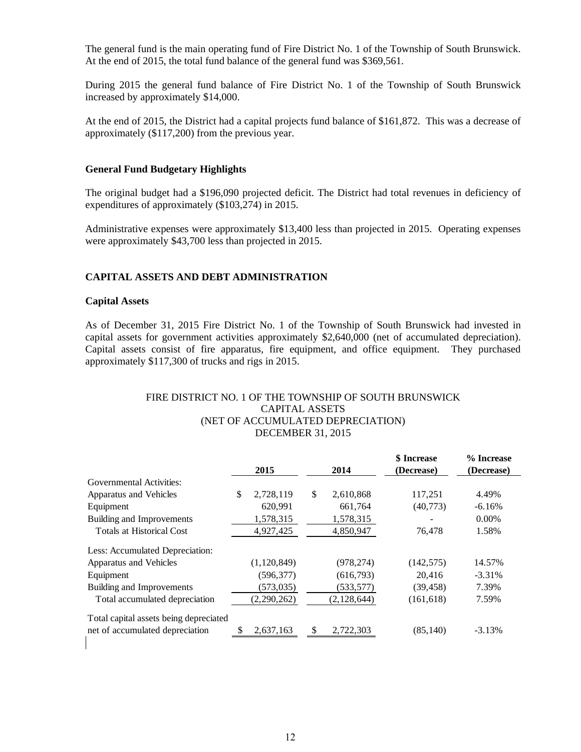The general fund is the main operating fund of Fire District No. 1 of the Township of South Brunswick. At the end of 2015, the total fund balance of the general fund was $369,561.

During 2015 the general fund balance of Fire District No. 1 of the Township of South Brunswick increased by approximately $14,000.

At the end of 2015, the District had a capital projects fund balance of $161,872. This was a decrease of approximately ($117,200) from the previous year.

### General Fund Budgetary Highlights

The original budget had a $196,090 projected deficit. The District had total revenues in deficiency of expenditures of approximately ($103,274) in 2015.

Administrative expenses were approximately $13,400 less than projected in 2015. Operating expenses were approximately $43,700 less than projected in 2015.

## CAPITAL ASSETS AND DEBT ADMINISTRATION

### Capital Assets

As of December 31, 2015 Fire District No. 1 of the Township of South Brunswick had invested in capital assets for government activities approximately $2,640,000 (net of accumulated depreciation). Capital assets consist of fire apparatus, fire equipment, and office equipment. They purchased approximately $117,300 of trucks and rigs in 2015.

FIRE DISTRICT NO. 1 OF THE TOWNSHIP OF SOUTH BRUNSWICK
CAPITAL ASSETS
(NET OF ACCUMULATED DEPRECIATION)
DECEMBER 31, 2015

| | 2015 | 2014 | $ Increase (Decrease) | % Increase (Decrease) |
|---|---|---|---|---|
| Governmental Activities: | | | | |
| Apparatus and Vehicles | $ 2,728,119 | $ 2,610,868 | 117,251 | 4.49% |
| Equipment | 620,991 | 661,764 | (40,773) | -6.16% |
| Building and Improvements | 1,578,315 | 1,578,315 | - | 0.00% |
| Totals at Historical Cost | 4,927,425 | 4,850,947 | 76,478 | 1.58% |
| Less: Accumulated Depreciation: | | | | |
| Apparatus and Vehicles | (1,120,849) | (978,274) | (142,575) | 14.57% |
| Equipment | (596,377) | (616,793) | 20,416 | -3.31% |
| Building and Improvements | (573,035) | (533,577) | (39,458) | 7.39% |
| Total accumulated depreciation | (2,290,262) | (2,128,644) | (161,618) | 7.59% |
| Total capital assets being depreciated net of accumulated depreciation | $ 2,637,163 | $ 2,722,303 | (85,140) | -3.13% |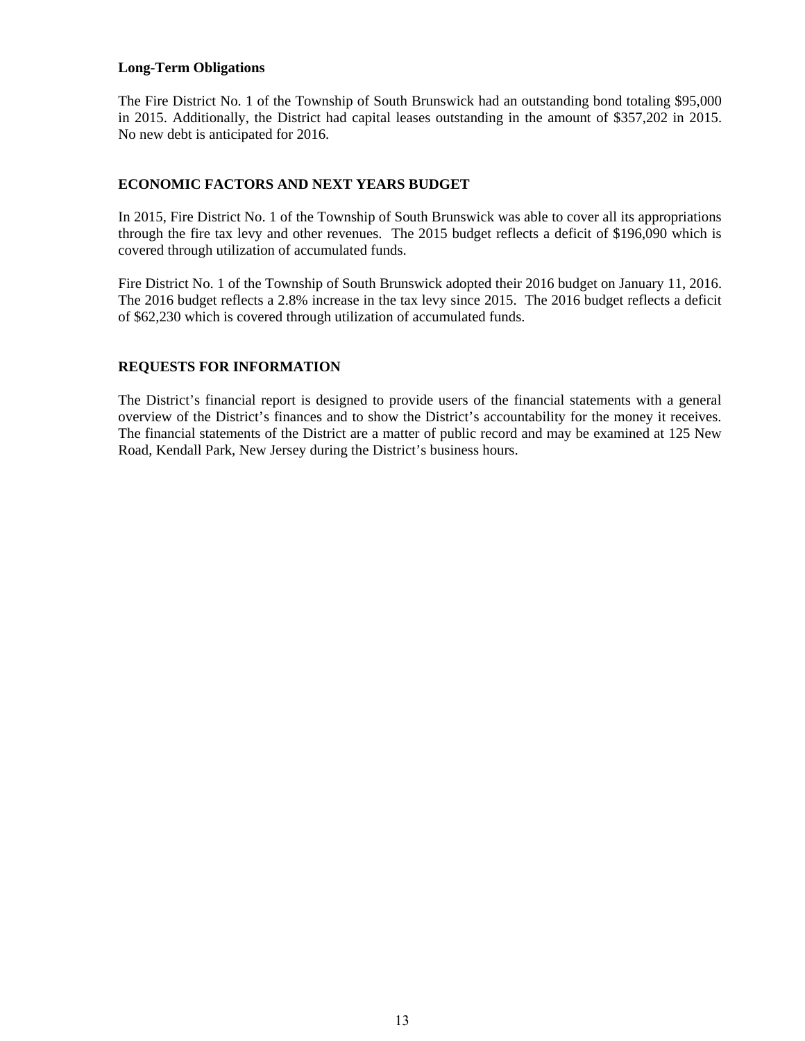### Long-Term Obligations

The Fire District No. 1 of the Township of South Brunswick had an outstanding bond totaling $95,000 in 2015. Additionally, the District had capital leases outstanding in the amount of $357,202 in 2015. No new debt is anticipated for 2016.

## ECONOMIC FACTORS AND NEXT YEARS BUDGET

In 2015, Fire District No. 1 of the Township of South Brunswick was able to cover all its appropriations through the fire tax levy and other revenues. The 2015 budget reflects a deficit of $196,090 which is covered through utilization of accumulated funds.

Fire District No. 1 of the Township of South Brunswick adopted their 2016 budget on January 11, 2016. The 2016 budget reflects a 2.8% increase in the tax levy since 2015. The 2016 budget reflects a deficit of $62,230 which is covered through utilization of accumulated funds.

## REQUESTS FOR INFORMATION

The District's financial report is designed to provide users of the financial statements with a general overview of the District's finances and to show the District's accountability for the money it receives. The financial statements of the District are a matter of public record and may be examined at 125 New Road, Kendall Park, New Jersey during the District's business hours.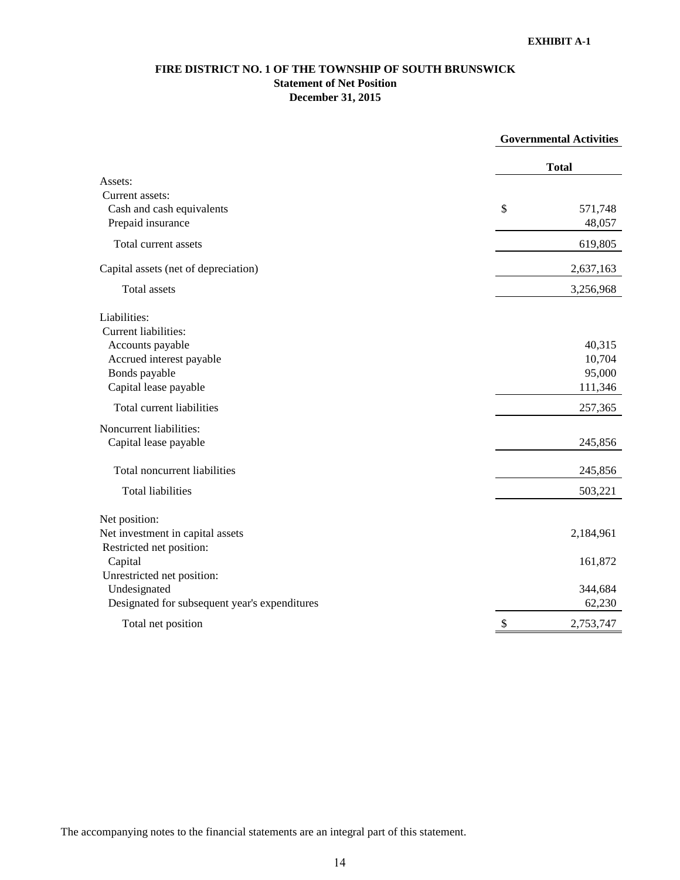EXHIBIT A-1

# FIRE DISTRICT NO. 1 OF THE TOWNSHIP OF SOUTH BRUNSWICK
## Statement of Net Position
## December 31, 2015

| | Governmental Activities |
|---|---|
| | **Total** |
| Assets: | |
| Current assets: | |
| Cash and cash equivalents | $ 571,748 |
| Prepaid insurance | 48,057 |
| Total current assets | 619,805 |
| Capital assets (net of depreciation) | 2,637,163 |
| Total assets | 3,256,968 |
| Liabilities: | |
| Current liabilities: | |
| Accounts payable | 40,315 |
| Accrued interest payable | 10,704 |
| Bonds payable | 95,000 |
| Capital lease payable | 111,346 |
| Total current liabilities | 257,365 |
| Noncurrent liabilities: | |
| Capital lease payable | 245,856 |
| Total noncurrent liabilities | 245,856 |
| Total liabilities | 503,221 |
| Net position: | |
| Net investment in capital assets | 2,184,961 |
| Restricted net position: | |
| Capital | 161,872 |
| Unrestricted net position: | |
| Undesignated | 344,684 |
| Designated for subsequent year's expenditures | 62,230 |
| Total net position | $ 2,753,747 |

The accompanying notes to the financial statements are an integral part of this statement.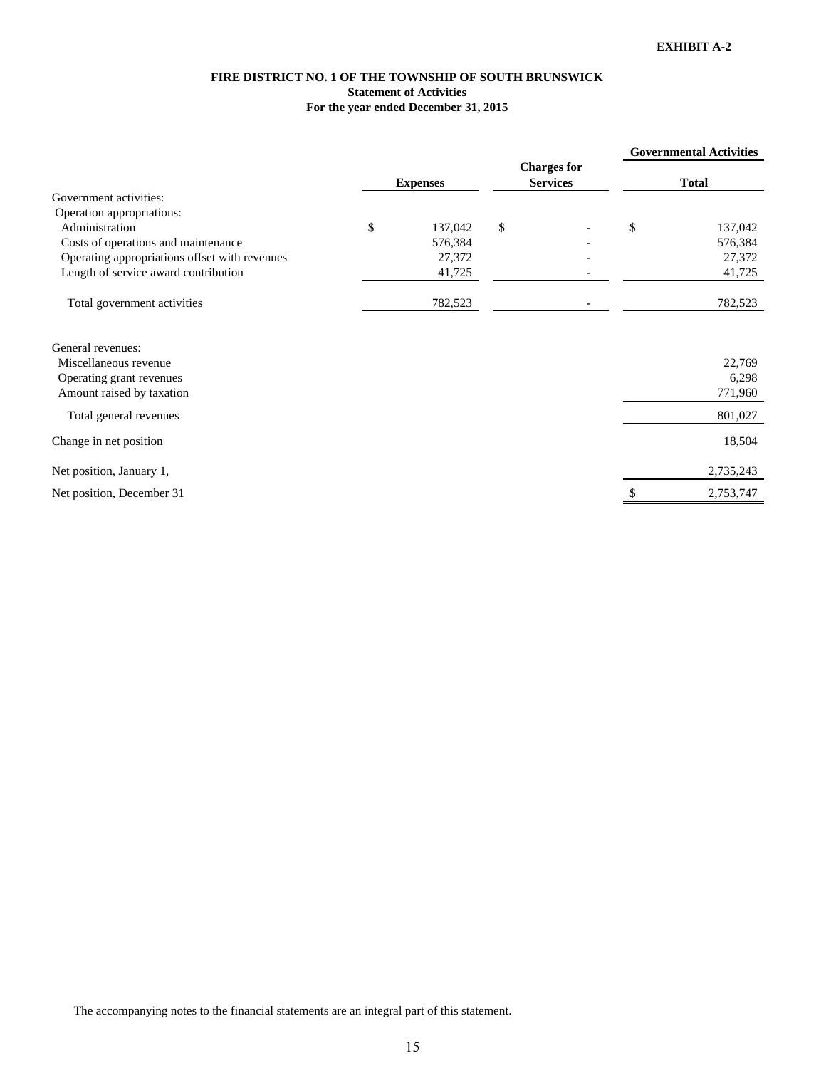**EXHIBIT A-2**

**FIRE DISTRICT NO. 1 OF THE TOWNSHIP OF SOUTH BRUNSWICK**
**Statement of Activities**
**For the year ended December 31, 2015**

| | Expenses | Charges for Services | Governmental Activities Total |
|---|---|---|---|
| Government activities: | | | |
| Operation appropriations: | | | |
| Administration | $ 137,042 | $ - | $ 137,042 |
| Costs of operations and maintenance | 576,384 | - | 576,384 |
| Operating appropriations offset with revenues | 27,372 | - | 27,372 |
| Length of service award contribution | 41,725 | - | 41,725 |
| Total government activities | 782,523 | - | 782,523 |
| General revenues: | | | |
| Miscellaneous revenue | | | 22,769 |
| Operating grant revenues | | | 6,298 |
| Amount raised by taxation | | | 771,960 |
| Total general revenues | | | 801,027 |
| Change in net position | | | 18,504 |
| Net position, January 1, | | | 2,735,243 |
| Net position, December 31 | | | $ 2,753,747 |

The accompanying notes to the financial statements are an integral part of this statement.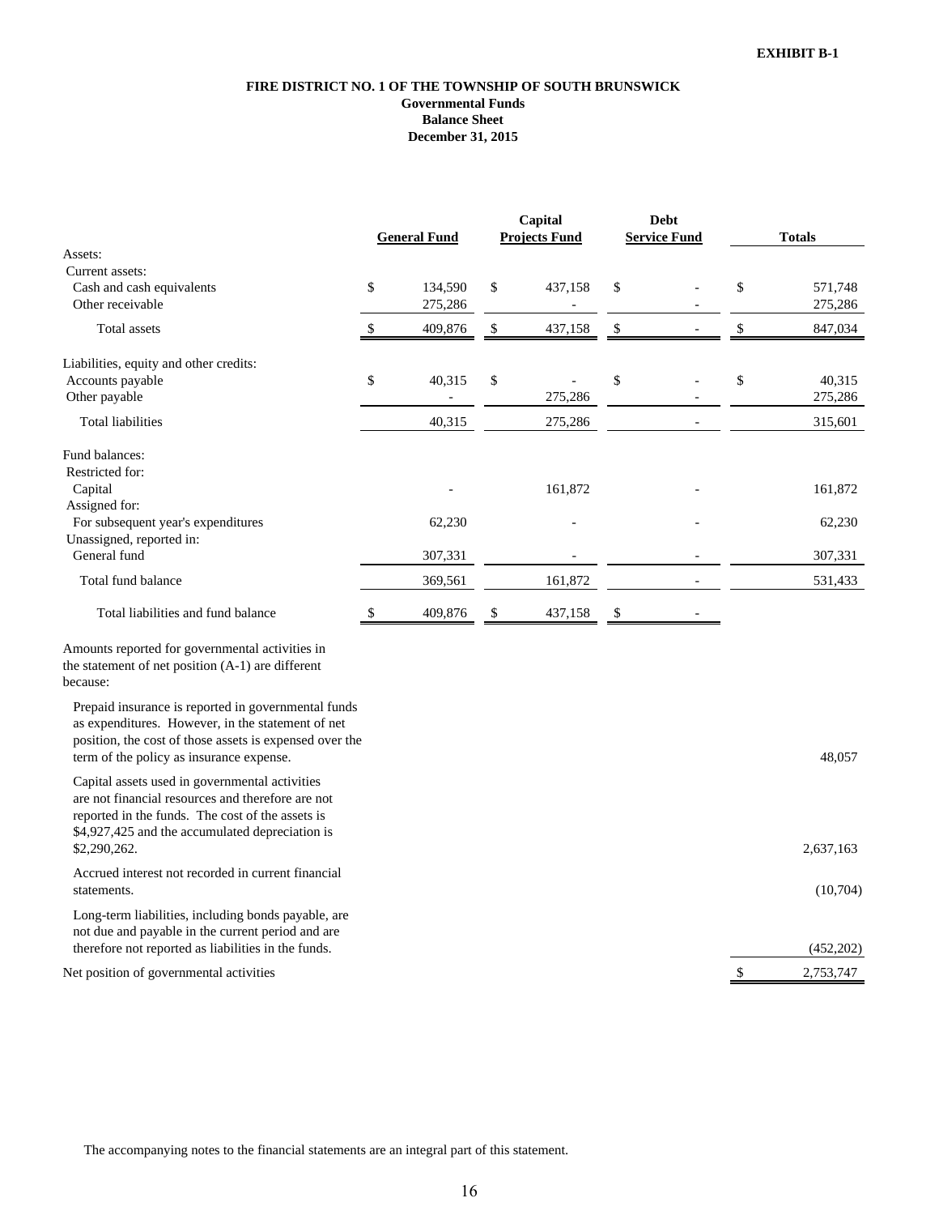**EXHIBIT B-1**

# FIRE DISTRICT NO. 1 OF THE TOWNSHIP OF SOUTH BRUNSWICK

## Governmental Funds
## Balance Sheet
## December 31, 2015

| | General Fund | Capital Projects Fund | Debt Service Fund | Totals |
|---|---|---|---|---|
| Assets: | | | | |
| Current assets: | | | | |
| Cash and cash equivalents | $ 134,590 | $ 437,158 | $ - | $ 571,748 |
| Other receivable | 275,286 | - | - | 275,286 |
| Total assets | $ 409,876 | $ 437,158 | $ - | $ 847,034 |
| Liabilities, equity and other credits: | | | | |
| Accounts payable | $ 40,315 | $ - | $ - | $ 40,315 |
| Other payable | - | 275,286 | - | 275,286 |
| Total liabilities | 40,315 | 275,286 | - | 315,601 |
| Fund balances: | | | | |
| Restricted for: | | | | |
| Capital | - | 161,872 | - | 161,872 |
| Assigned for: | | | | |
| For subsequent year's expenditures | 62,230 | - | - | 62,230 |
| Unassigned, reported in: | | | | |
| General fund | 307,331 | - | - | 307,331 |
| Total fund balance | 369,561 | 161,872 | - | 531,433 |
| Total liabilities and fund balance | $ 409,876 | $ 437,158 | $ - | |
| Amounts reported for governmental activities in the statement of net position (A-1) are different because: | | | | |
| Prepaid insurance is reported in governmental funds as expenditures. However, in the statement of net position, the cost of those assets is expensed over the term of the policy as insurance expense. | | | | 48,057 |
| Capital assets used in governmental activities are not financial resources and therefore are not reported in the funds. The cost of the assets is $4,927,425 and the accumulated depreciation is $2,290,262. | | | | 2,637,163 |
| Accrued interest not recorded in current financial statements. | | | | (10,704) |
| Long-term liabilities, including bonds payable, are not due and payable in the current period and are therefore not reported as liabilities in the funds. | | | | (452,202) |
| Net position of governmental activities | | | | $ 2,753,747 |

The accompanying notes to the financial statements are an integral part of this statement.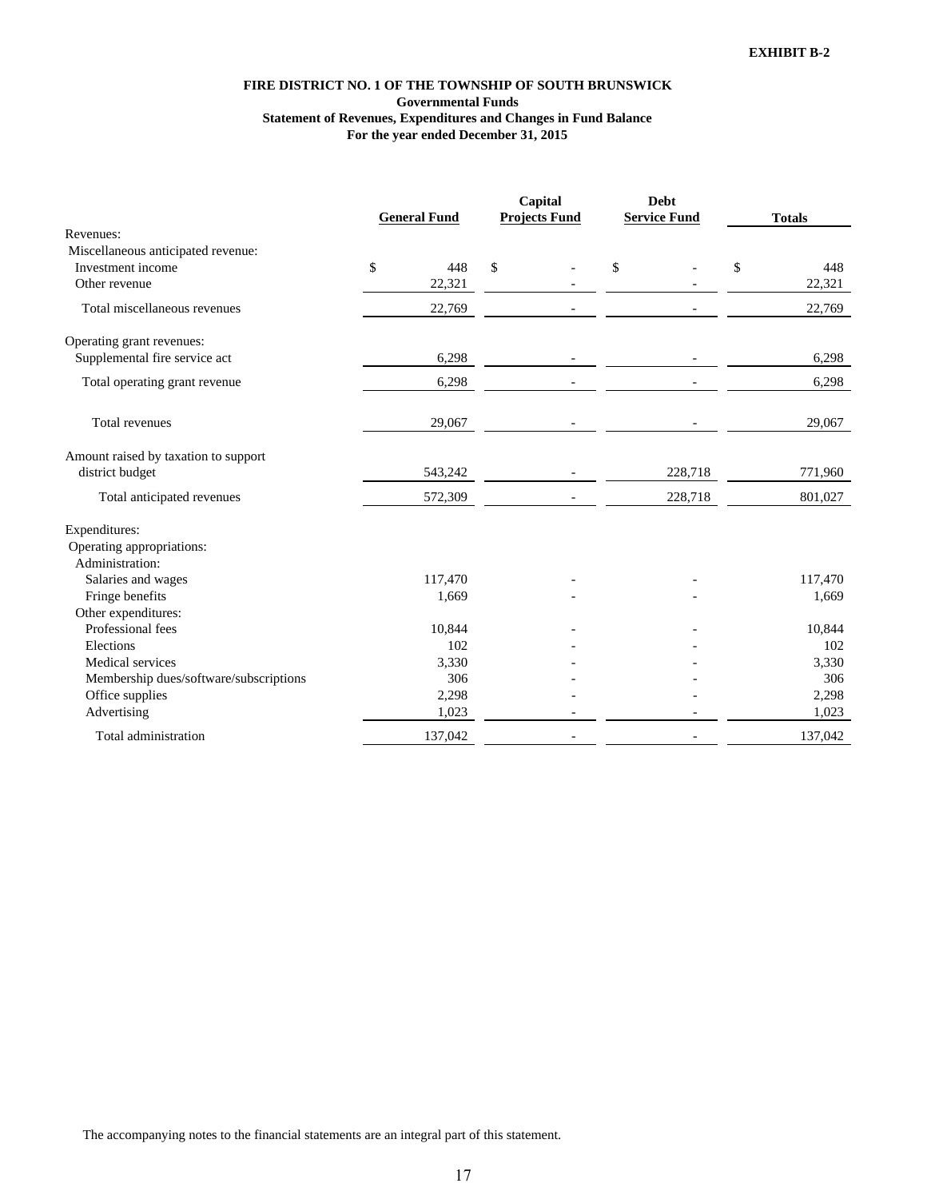**EXHIBIT B-2**

**FIRE DISTRICT NO. 1 OF THE TOWNSHIP OF SOUTH BRUNSWICK**
**Governmental Funds**
**Statement of Revenues, Expenditures and Changes in Fund Balance**
**For the year ended December 31, 2015**

| | General Fund | Capital Projects Fund | Debt Service Fund | Totals |
|---|---|---|---|---|
| Revenues: | | | | |
| Miscellaneous anticipated revenue: | | | | |
| Investment income | $ 448 | $ - | $ - | $ 448 |
| Other revenue | 22,321 | - | - | 22,321 |
| Total miscellaneous revenues | 22,769 | - | - | 22,769 |
| Operating grant revenues: | | | | |
| Supplemental fire service act | 6,298 | - | - | 6,298 |
| Total operating grant revenue | 6,298 | - | - | 6,298 |
| Total revenues | 29,067 | - | - | 29,067 |
| Amount raised by taxation to support district budget | 543,242 | - | 228,718 | 771,960 |
| Total anticipated revenues | 572,309 | - | 228,718 | 801,027 |
| Expenditures: | | | | |
| Operating appropriations: | | | | |
| Administration: | | | | |
| Salaries and wages | 117,470 | - | - | 117,470 |
| Fringe benefits | 1,669 | - | - | 1,669 |
| Other expenditures: | | | | |
| Professional fees | 10,844 | - | - | 10,844 |
| Elections | 102 | - | - | 102 |
| Medical services | 3,330 | - | - | 3,330 |
| Membership dues/software/subscriptions | 306 | - | - | 306 |
| Office supplies | 2,298 | - | - | 2,298 |
| Advertising | 1,023 | - | - | 1,023 |
| Total administration | 137,042 | - | - | 137,042 |

The accompanying notes to the financial statements are an integral part of this statement.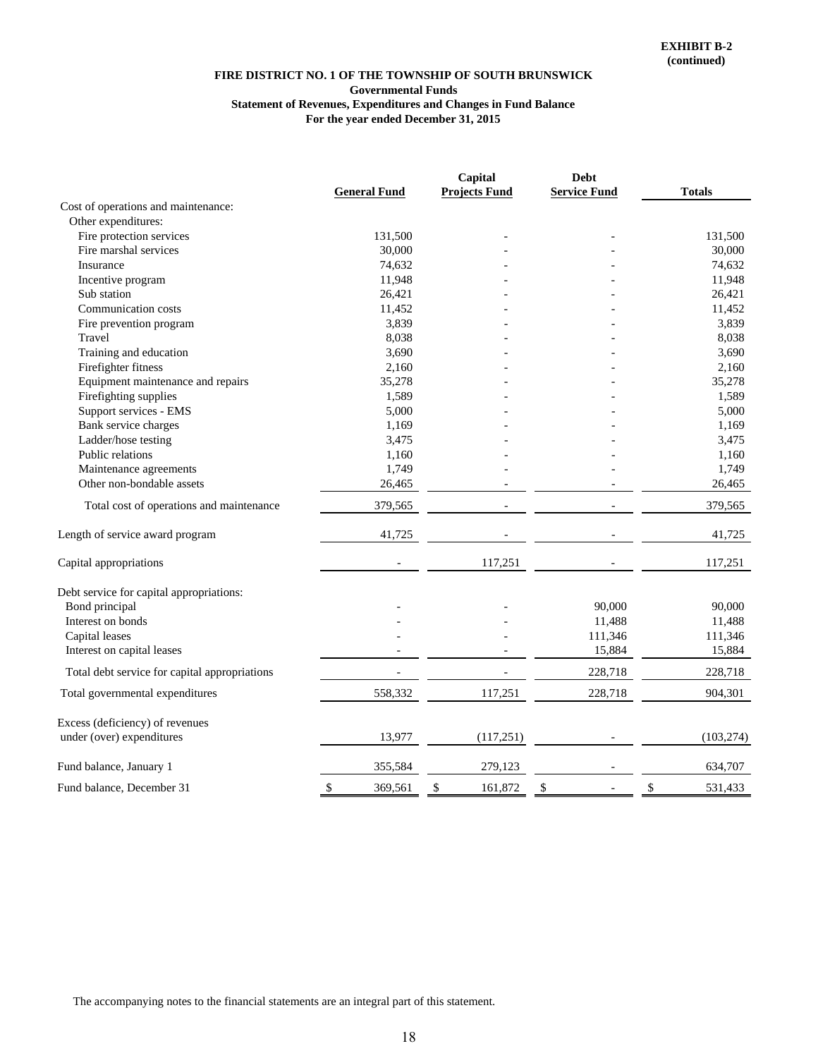**EXHIBIT B-2**
**(continued)**

**FIRE DISTRICT NO. 1 OF THE TOWNSHIP OF SOUTH BRUNSWICK**
**Governmental Funds**
**Statement of Revenues, Expenditures and Changes in Fund Balance**
**For the year ended December 31, 2015**

| | General Fund | Capital Projects Fund | Debt Service Fund | Totals |
|---|---|---|---|---|
| Cost of operations and maintenance: | | | | |
| Other expenditures: | | | | |
| Fire protection services | 131,500 | - | - | 131,500 |
| Fire marshal services | 30,000 | - | - | 30,000 |
| Insurance | 74,632 | - | - | 74,632 |
| Incentive program | 11,948 | - | - | 11,948 |
| Sub station | 26,421 | - | - | 26,421 |
| Communication costs | 11,452 | - | - | 11,452 |
| Fire prevention program | 3,839 | - | - | 3,839 |
| Travel | 8,038 | - | - | 8,038 |
| Training and education | 3,690 | - | - | 3,690 |
| Firefighter fitness | 2,160 | - | - | 2,160 |
| Equipment maintenance and repairs | 35,278 | - | - | 35,278 |
| Firefighting supplies | 1,589 | - | - | 1,589 |
| Support services - EMS | 5,000 | - | - | 5,000 |
| Bank service charges | 1,169 | - | - | 1,169 |
| Ladder/hose testing | 3,475 | - | - | 3,475 |
| Public relations | 1,160 | - | - | 1,160 |
| Maintenance agreements | 1,749 | - | - | 1,749 |
| Other non-bondable assets | 26,465 | - | - | 26,465 |
| Total cost of operations and maintenance | 379,565 | - | - | 379,565 |
| Length of service award program | 41,725 | - | - | 41,725 |
| Capital appropriations | - | 117,251 | - | 117,251 |
| Debt service for capital appropriations: | | | | |
| Bond principal | - | - | 90,000 | 90,000 |
| Interest on bonds | - | - | 11,488 | 11,488 |
| Capital leases | - | - | 111,346 | 111,346 |
| Interest on capital leases | - | - | 15,884 | 15,884 |
| Total debt service for capital appropriations | - | - | 228,718 | 228,718 |
| Total governmental expenditures | 558,332 | 117,251 | 228,718 | 904,301 |
| Excess (deficiency) of revenues under (over) expenditures | 13,977 | (117,251) | - | (103,274) |
| Fund balance, January 1 | 355,584 | 279,123 | - | 634,707 |
| Fund balance, December 31 | $ 369,561 | $ 161,872 | $ - | $ 531,433 |

The accompanying notes to the financial statements are an integral part of this statement.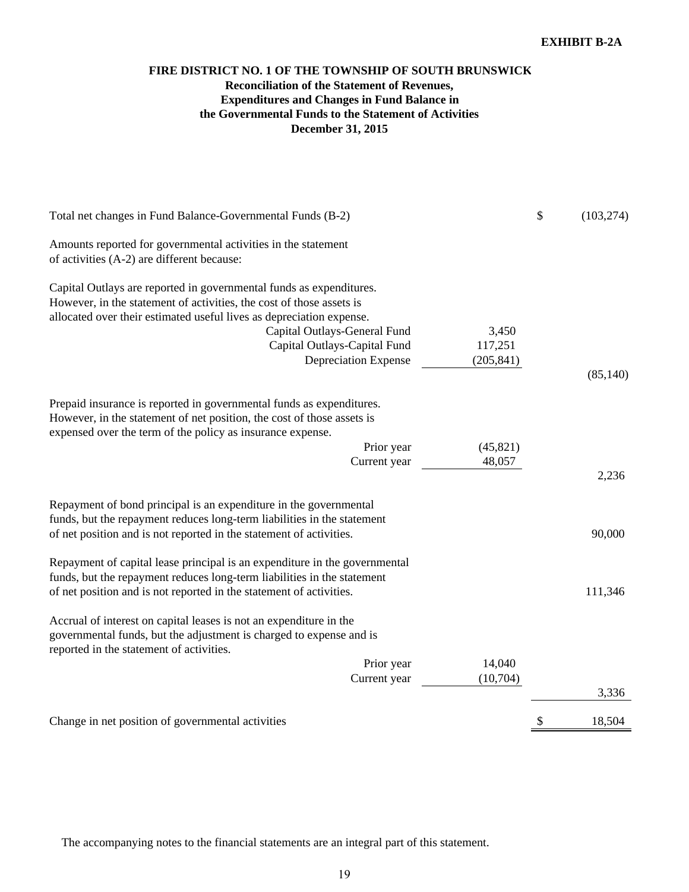**EXHIBIT B-2A**

# FIRE DISTRICT NO. 1 OF THE TOWNSHIP OF SOUTH BRUNSWICK

## Reconciliation of the Statement of Revenues, Expenditures and Changes in Fund Balance in the Governmental Funds to the Statement of Activities

### December 31, 2015

| | | | |
|---|---|---|---|
| Total net changes in Fund Balance-Governmental Funds (B-2) | | $ | (103,274) |
| Amounts reported for governmental activities in the statement of activities (A-2) are different because: | | | |
| Capital Outlays are reported in governmental funds as expenditures. However, in the statement of activities, the cost of those assets is allocated over their estimated useful lives as depreciation expense. | | | |
| Capital Outlays-General Fund | 3,450 | | |
| Capital Outlays-Capital Fund | 117,251 | | |
| Depreciation Expense | (205,841) | | |
| | | | (85,140) |
| Prepaid insurance is reported in governmental funds as expenditures. However, in the statement of net position, the cost of those assets is expensed over the term of the policy as insurance expense. | | | |
| Prior year | (45,821) | | |
| Current year | 48,057 | | |
| | | | 2,236 |
| Repayment of bond principal is an expenditure in the governmental funds, but the repayment reduces long-term liabilities in the statement of net position and is not reported in the statement of activities. | | | 90,000 |
| Repayment of capital lease principal is an expenditure in the governmental funds, but the repayment reduces long-term liabilities in the statement of net position and is not reported in the statement of activities. | | | 111,346 |
| Accrual of interest on capital leases is not an expenditure in the governmental funds, but the adjustment is charged to expense and is reported in the statement of activities. | | | |
| Prior year | 14,040 | | |
| Current year | (10,704) | | |
| | | | 3,336 |
| Change in net position of governmental activities | | $ | 18,504 |

The accompanying notes to the financial statements are an integral part of this statement.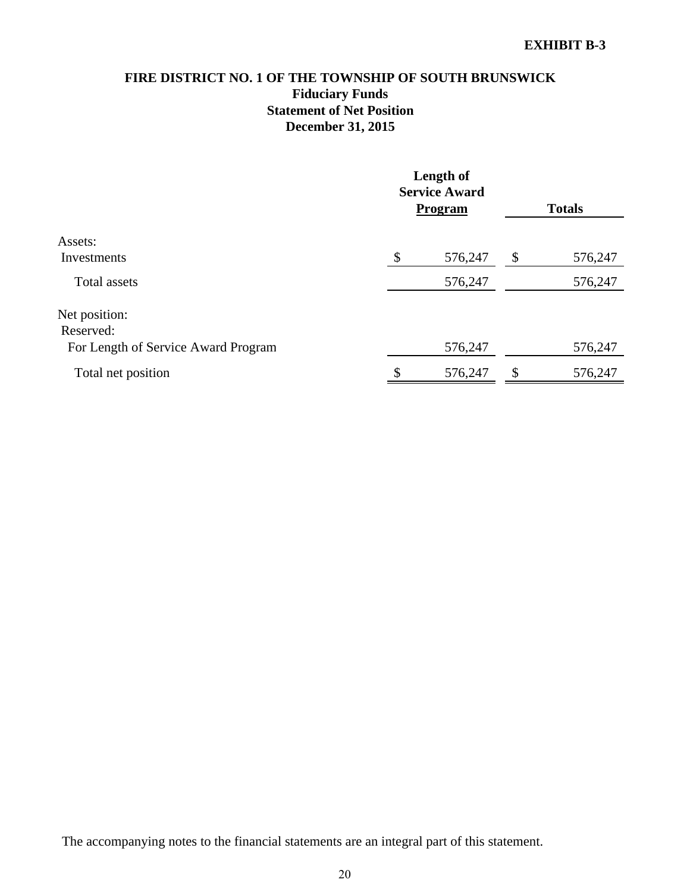**EXHIBIT B-3**

# FIRE DISTRICT NO. 1 OF THE TOWNSHIP OF SOUTH BRUNSWICK
## Fiduciary Funds
## Statement of Net Position
## December 31, 2015

| | Length of Service Award Program | Totals |
|---|---|---|
| Assets: | | |
| Investments | $ 576,247 | $ 576,247 |
| Total assets | 576,247 | 576,247 |
| Net position: | | |
| Reserved: | | |
| For Length of Service Award Program | 576,247 | 576,247 |
| Total net position | $ 576,247 | $ 576,247 |

The accompanying notes to the financial statements are an integral part of this statement.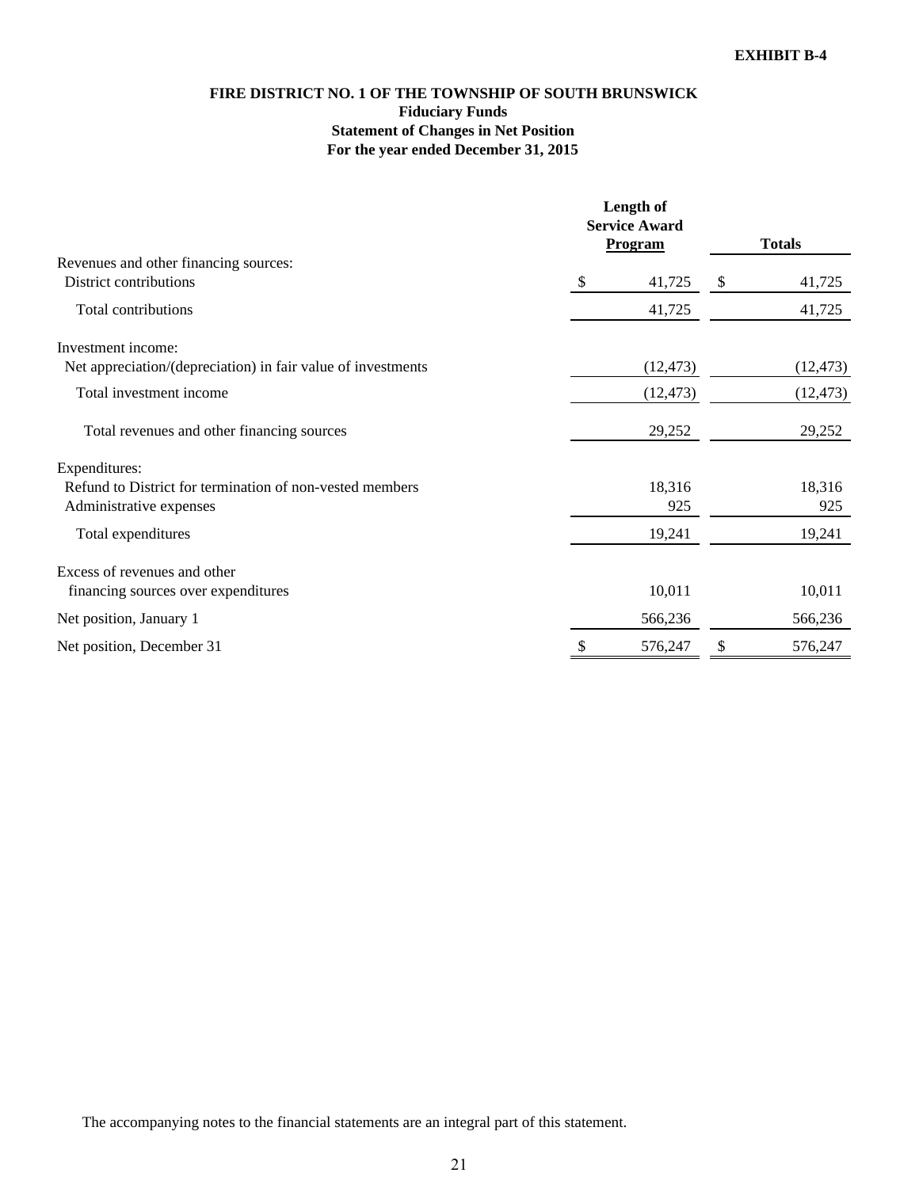EXHIBIT B-4

# FIRE DISTRICT NO. 1 OF THE TOWNSHIP OF SOUTH BRUNSWICK
## Fiduciary Funds
## Statement of Changes in Net Position
## For the year ended December 31, 2015

| | Length of Service Award Program | Totals |
|---|---|---|
| Revenues and other financing sources: | | |
| District contributions | $ 41,725 | $ 41,725 |
| Total contributions | 41,725 | 41,725 |
| Investment income: | | |
| Net appreciation/(depreciation) in fair value of investments | (12,473) | (12,473) |
| Total investment income | (12,473) | (12,473) |
| Total revenues and other financing sources | 29,252 | 29,252 |
| Expenditures: | | |
| Refund to District for termination of non-vested members | 18,316 | 18,316 |
| Administrative expenses | 925 | 925 |
| Total expenditures | 19,241 | 19,241 |
| Excess of revenues and other financing sources over expenditures | 10,011 | 10,011 |
| Net position, January 1 | 566,236 | 566,236 |
| Net position, December 31 | $ 576,247 | $ 576,247 |

The accompanying notes to the financial statements are an integral part of this statement.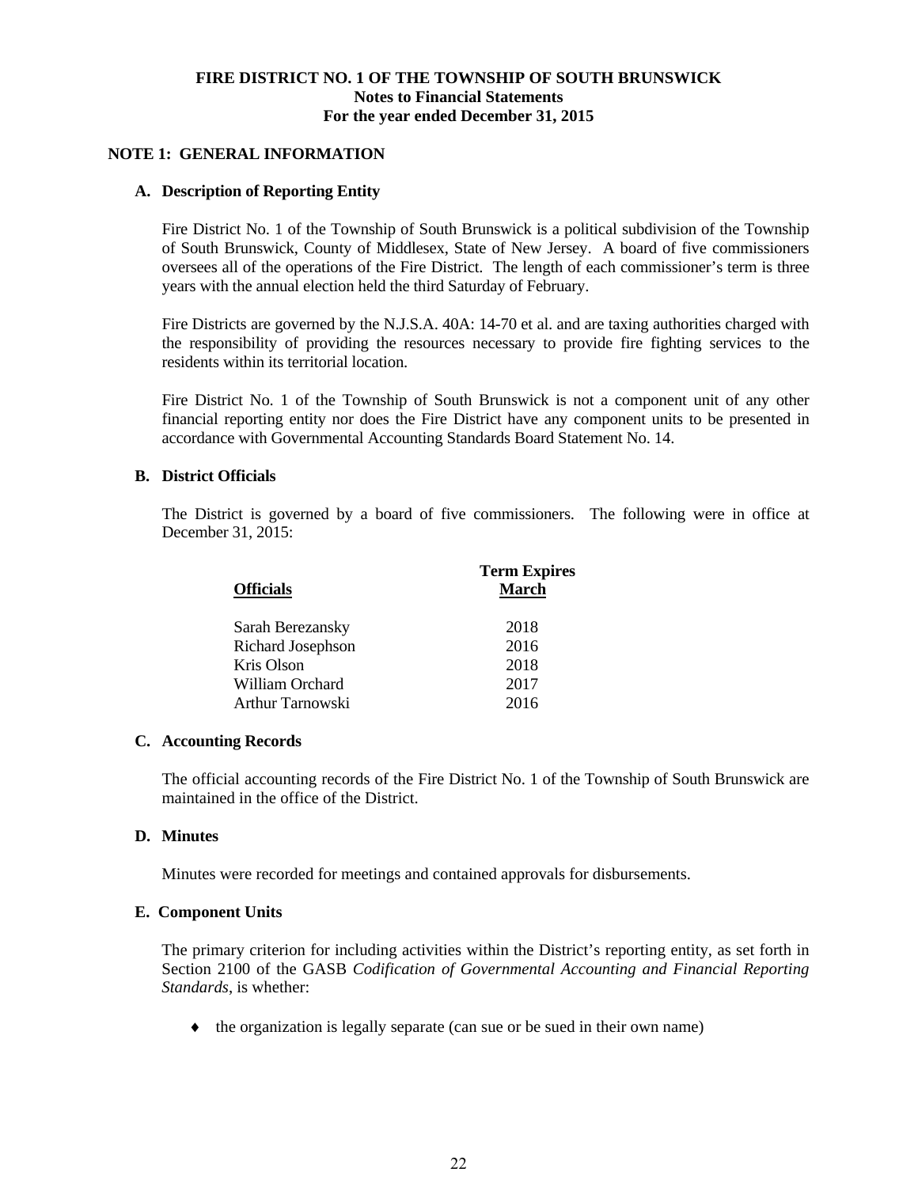**FIRE DISTRICT NO. 1 OF THE TOWNSHIP OF SOUTH BRUNSWICK**
**Notes to Financial Statements**
**For the year ended December 31, 2015**

## NOTE 1: GENERAL INFORMATION

### A. Description of Reporting Entity

Fire District No. 1 of the Township of South Brunswick is a political subdivision of the Township of South Brunswick, County of Middlesex, State of New Jersey. A board of five commissioners oversees all of the operations of the Fire District. The length of each commissioner's term is three years with the annual election held the third Saturday of February.

Fire Districts are governed by the N.J.S.A. 40A: 14-70 et al. and are taxing authorities charged with the responsibility of providing the resources necessary to provide fire fighting services to the residents within its territorial location.

Fire District No. 1 of the Township of South Brunswick is not a component unit of any other financial reporting entity nor does the Fire District have any component units to be presented in accordance with Governmental Accounting Standards Board Statement No. 14.

### B. District Officials

The District is governed by a board of five commissioners. The following were in office at December 31, 2015:

| Officials | Term Expires March |
|---|---|
| Sarah Berezansky | 2018 |
| Richard Josephson | 2016 |
| Kris Olson | 2018 |
| William Orchard | 2017 |
| Arthur Tarnowski | 2016 |

### C. Accounting Records

The official accounting records of the Fire District No. 1 of the Township of South Brunswick are maintained in the office of the District.

### D. Minutes

Minutes were recorded for meetings and contained approvals for disbursements.

### E. Component Units

The primary criterion for including activities within the District's reporting entity, as set forth in Section 2100 of the GASB *Codification of Governmental Accounting and Financial Reporting Standards*, is whether:

- the organization is legally separate (can sue or be sued in their own name)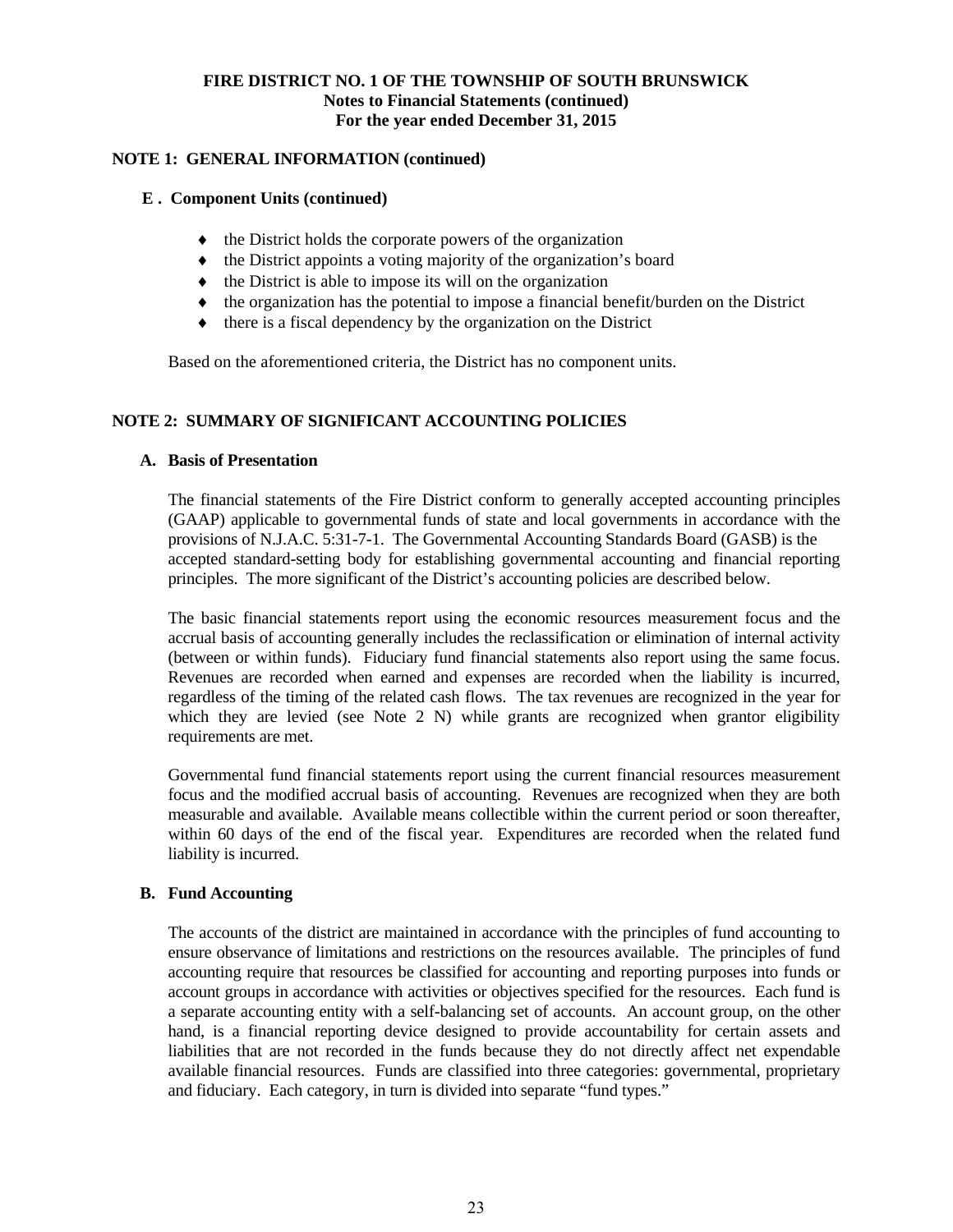## NOTE 1: GENERAL INFORMATION (continued)

### E . Component Units (continued)

- the District holds the corporate powers of the organization
- the District appoints a voting majority of the organization's board
- the District is able to impose its will on the organization
- the organization has the potential to impose a financial benefit/burden on the District
- there is a fiscal dependency by the organization on the District

Based on the aforementioned criteria, the District has no component units.

## NOTE 2: SUMMARY OF SIGNIFICANT ACCOUNTING POLICIES

### A. Basis of Presentation

The financial statements of the Fire District conform to generally accepted accounting principles (GAAP) applicable to governmental funds of state and local governments in accordance with the provisions of N.J.A.C. 5:31-7-1. The Governmental Accounting Standards Board (GASB) is the accepted standard-setting body for establishing governmental accounting and financial reporting principles. The more significant of the District's accounting policies are described below.

The basic financial statements report using the economic resources measurement focus and the accrual basis of accounting generally includes the reclassification or elimination of internal activity (between or within funds). Fiduciary fund financial statements also report using the same focus. Revenues are recorded when earned and expenses are recorded when the liability is incurred, regardless of the timing of the related cash flows. The tax revenues are recognized in the year for which they are levied (see Note 2 N) while grants are recognized when grantor eligibility requirements are met.

Governmental fund financial statements report using the current financial resources measurement focus and the modified accrual basis of accounting. Revenues are recognized when they are both measurable and available. Available means collectible within the current period or soon thereafter, within 60 days of the end of the fiscal year. Expenditures are recorded when the related fund liability is incurred.

### B. Fund Accounting

The accounts of the district are maintained in accordance with the principles of fund accounting to ensure observance of limitations and restrictions on the resources available. The principles of fund accounting require that resources be classified for accounting and reporting purposes into funds or account groups in accordance with activities or objectives specified for the resources. Each fund is a separate accounting entity with a self-balancing set of accounts. An account group, on the other hand, is a financial reporting device designed to provide accountability for certain assets and liabilities that are not recorded in the funds because they do not directly affect net expendable available financial resources. Funds are classified into three categories: governmental, proprietary and fiduciary. Each category, in turn is divided into separate "fund types."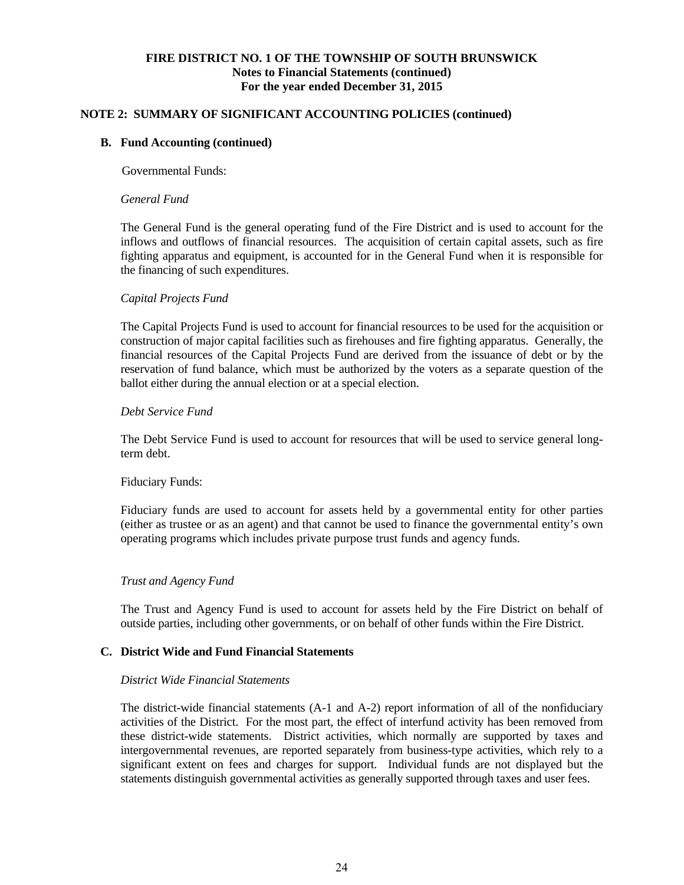**FIRE DISTRICT NO. 1 OF THE TOWNSHIP OF SOUTH BRUNSWICK**
**Notes to Financial Statements (continued)**
**For the year ended December 31, 2015**

**NOTE 2: SUMMARY OF SIGNIFICANT ACCOUNTING POLICIES (continued)**

**B. Fund Accounting (continued)**

Governmental Funds:

*General Fund*

The General Fund is the general operating fund of the Fire District and is used to account for the inflows and outflows of financial resources. The acquisition of certain capital assets, such as fire fighting apparatus and equipment, is accounted for in the General Fund when it is responsible for the financing of such expenditures.

*Capital Projects Fund*

The Capital Projects Fund is used to account for financial resources to be used for the acquisition or construction of major capital facilities such as firehouses and fire fighting apparatus. Generally, the financial resources of the Capital Projects Fund are derived from the issuance of debt or by the reservation of fund balance, which must be authorized by the voters as a separate question of the ballot either during the annual election or at a special election.

*Debt Service Fund*

The Debt Service Fund is used to account for resources that will be used to service general long-term debt.

Fiduciary Funds:

Fiduciary funds are used to account for assets held by a governmental entity for other parties (either as trustee or as an agent) and that cannot be used to finance the governmental entity's own operating programs which includes private purpose trust funds and agency funds.

*Trust and Agency Fund*

The Trust and Agency Fund is used to account for assets held by the Fire District on behalf of outside parties, including other governments, or on behalf of other funds within the Fire District.

**C. District Wide and Fund Financial Statements**

*District Wide Financial Statements*

The district-wide financial statements (A-1 and A-2) report information of all of the nonfiduciary activities of the District. For the most part, the effect of interfund activity has been removed from these district-wide statements. District activities, which normally are supported by taxes and intergovernmental revenues, are reported separately from business-type activities, which rely to a significant extent on fees and charges for support. Individual funds are not displayed but the statements distinguish governmental activities as generally supported through taxes and user fees.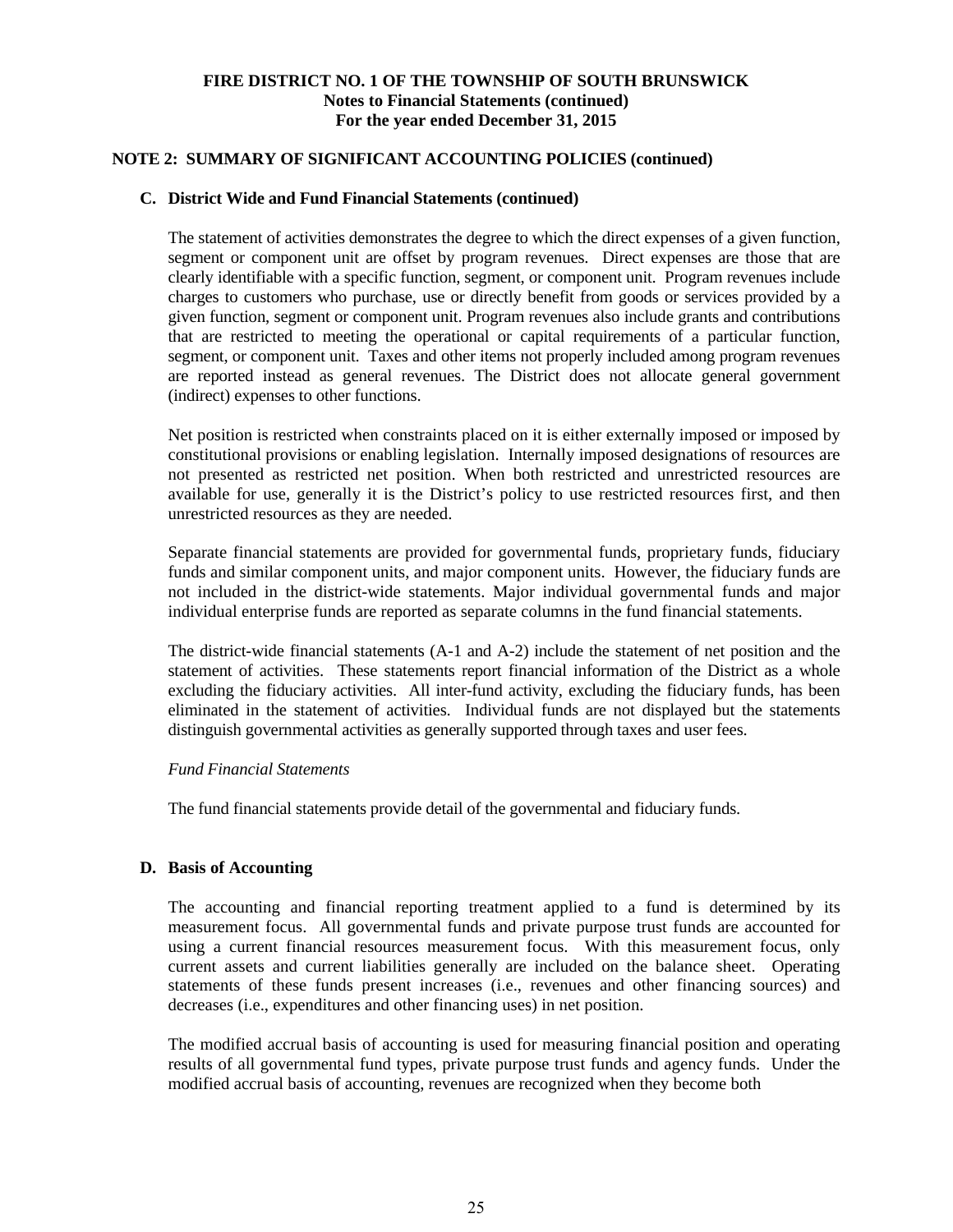## NOTE 2: SUMMARY OF SIGNIFICANT ACCOUNTING POLICIES (continued)

### C. District Wide and Fund Financial Statements (continued)

The statement of activities demonstrates the degree to which the direct expenses of a given function, segment or component unit are offset by program revenues. Direct expenses are those that are clearly identifiable with a specific function, segment, or component unit. Program revenues include charges to customers who purchase, use or directly benefit from goods or services provided by a given function, segment or component unit. Program revenues also include grants and contributions that are restricted to meeting the operational or capital requirements of a particular function, segment, or component unit. Taxes and other items not properly included among program revenues are reported instead as general revenues. The District does not allocate general government (indirect) expenses to other functions.

Net position is restricted when constraints placed on it is either externally imposed or imposed by constitutional provisions or enabling legislation. Internally imposed designations of resources are not presented as restricted net position. When both restricted and unrestricted resources are available for use, generally it is the District's policy to use restricted resources first, and then unrestricted resources as they are needed.

Separate financial statements are provided for governmental funds, proprietary funds, fiduciary funds and similar component units, and major component units. However, the fiduciary funds are not included in the district-wide statements. Major individual governmental funds and major individual enterprise funds are reported as separate columns in the fund financial statements.

The district-wide financial statements (A-1 and A-2) include the statement of net position and the statement of activities. These statements report financial information of the District as a whole excluding the fiduciary activities. All inter-fund activity, excluding the fiduciary funds, has been eliminated in the statement of activities. Individual funds are not displayed but the statements distinguish governmental activities as generally supported through taxes and user fees.

*Fund Financial Statements*

The fund financial statements provide detail of the governmental and fiduciary funds.

### D. Basis of Accounting

The accounting and financial reporting treatment applied to a fund is determined by its measurement focus. All governmental funds and private purpose trust funds are accounted for using a current financial resources measurement focus. With this measurement focus, only current assets and current liabilities generally are included on the balance sheet. Operating statements of these funds present increases (i.e., revenues and other financing sources) and decreases (i.e., expenditures and other financing uses) in net position.

The modified accrual basis of accounting is used for measuring financial position and operating results of all governmental fund types, private purpose trust funds and agency funds. Under the modified accrual basis of accounting, revenues are recognized when they become both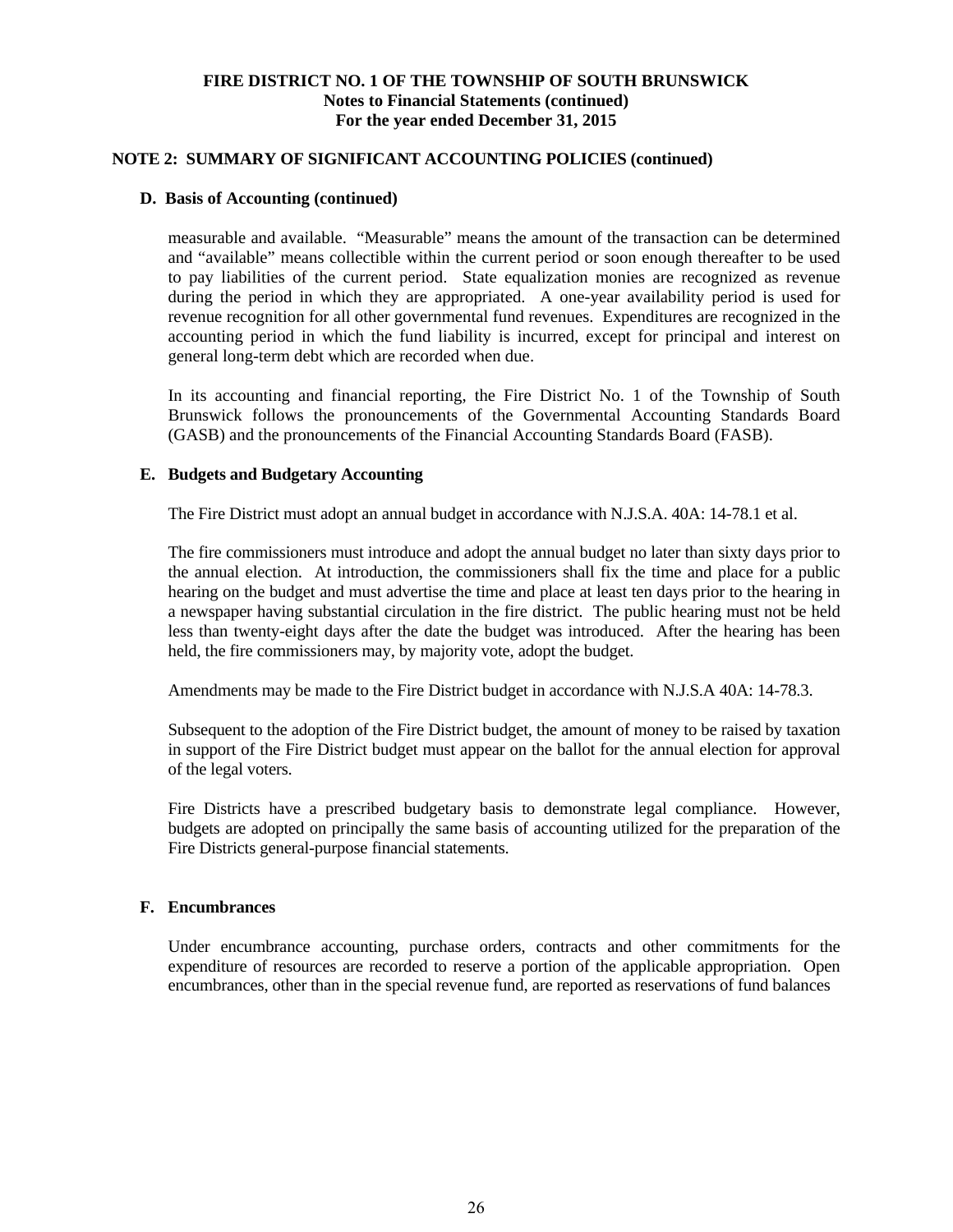## NOTE 2: SUMMARY OF SIGNIFICANT ACCOUNTING POLICIES (continued)

### D. Basis of Accounting (continued)

measurable and available. "Measurable" means the amount of the transaction can be determined and "available" means collectible within the current period or soon enough thereafter to be used to pay liabilities of the current period. State equalization monies are recognized as revenue during the period in which they are appropriated. A one-year availability period is used for revenue recognition for all other governmental fund revenues. Expenditures are recognized in the accounting period in which the fund liability is incurred, except for principal and interest on general long-term debt which are recorded when due.

In its accounting and financial reporting, the Fire District No. 1 of the Township of South Brunswick follows the pronouncements of the Governmental Accounting Standards Board (GASB) and the pronouncements of the Financial Accounting Standards Board (FASB).

### E. Budgets and Budgetary Accounting

The Fire District must adopt an annual budget in accordance with N.J.S.A. 40A: 14-78.1 et al.

The fire commissioners must introduce and adopt the annual budget no later than sixty days prior to the annual election. At introduction, the commissioners shall fix the time and place for a public hearing on the budget and must advertise the time and place at least ten days prior to the hearing in a newspaper having substantial circulation in the fire district. The public hearing must not be held less than twenty-eight days after the date the budget was introduced. After the hearing has been held, the fire commissioners may, by majority vote, adopt the budget.

Amendments may be made to the Fire District budget in accordance with N.J.S.A 40A: 14-78.3.

Subsequent to the adoption of the Fire District budget, the amount of money to be raised by taxation in support of the Fire District budget must appear on the ballot for the annual election for approval of the legal voters.

Fire Districts have a prescribed budgetary basis to demonstrate legal compliance. However, budgets are adopted on principally the same basis of accounting utilized for the preparation of the Fire Districts general-purpose financial statements.

### F. Encumbrances

Under encumbrance accounting, purchase orders, contracts and other commitments for the expenditure of resources are recorded to reserve a portion of the applicable appropriation. Open encumbrances, other than in the special revenue fund, are reported as reservations of fund balances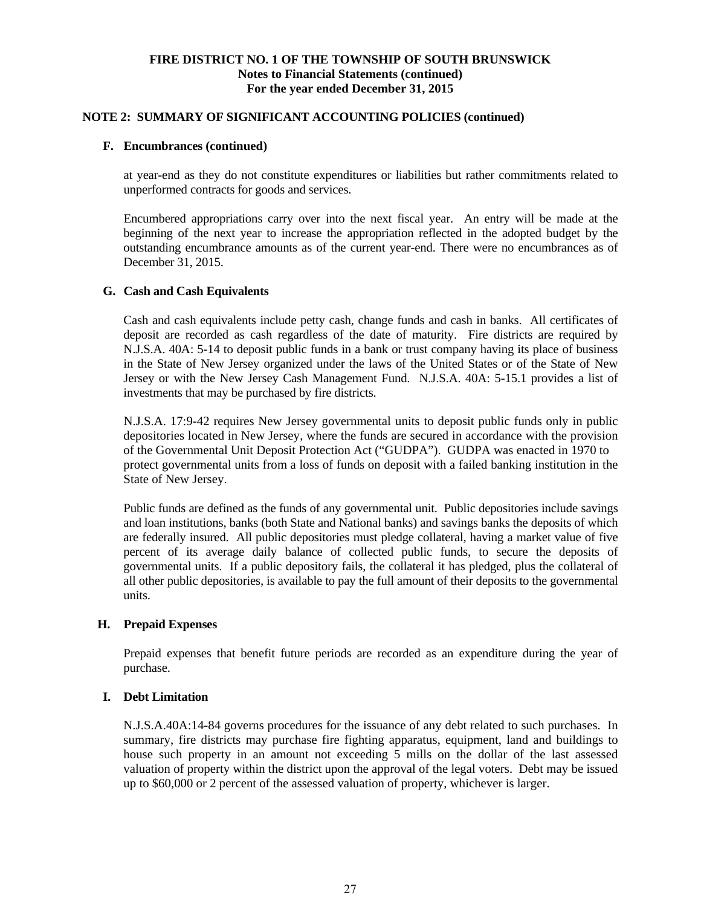## NOTE 2: SUMMARY OF SIGNIFICANT ACCOUNTING POLICIES (continued)

### F. Encumbrances (continued)

at year-end as they do not constitute expenditures or liabilities but rather commitments related to unperformed contracts for goods and services.

Encumbered appropriations carry over into the next fiscal year. An entry will be made at the beginning of the next year to increase the appropriation reflected in the adopted budget by the outstanding encumbrance amounts as of the current year-end. There were no encumbrances as of December 31, 2015.

### G. Cash and Cash Equivalents

Cash and cash equivalents include petty cash, change funds and cash in banks. All certificates of deposit are recorded as cash regardless of the date of maturity. Fire districts are required by N.J.S.A. 40A: 5-14 to deposit public funds in a bank or trust company having its place of business in the State of New Jersey organized under the laws of the United States or of the State of New Jersey or with the New Jersey Cash Management Fund. N.J.S.A. 40A: 5-15.1 provides a list of investments that may be purchased by fire districts.

N.J.S.A. 17:9-42 requires New Jersey governmental units to deposit public funds only in public depositories located in New Jersey, where the funds are secured in accordance with the provision of the Governmental Unit Deposit Protection Act ("GUDPA"). GUDPA was enacted in 1970 to protect governmental units from a loss of funds on deposit with a failed banking institution in the State of New Jersey.

Public funds are defined as the funds of any governmental unit. Public depositories include savings and loan institutions, banks (both State and National banks) and savings banks the deposits of which are federally insured. All public depositories must pledge collateral, having a market value of five percent of its average daily balance of collected public funds, to secure the deposits of governmental units. If a public depository fails, the collateral it has pledged, plus the collateral of all other public depositories, is available to pay the full amount of their deposits to the governmental units.

### H. Prepaid Expenses

Prepaid expenses that benefit future periods are recorded as an expenditure during the year of purchase.

### I. Debt Limitation

N.J.S.A.40A:14-84 governs procedures for the issuance of any debt related to such purchases. In summary, fire districts may purchase fire fighting apparatus, equipment, land and buildings to house such property in an amount not exceeding 5 mills on the dollar of the last assessed valuation of property within the district upon the approval of the legal voters. Debt may be issued up to $60,000 or 2 percent of the assessed valuation of property, whichever is larger.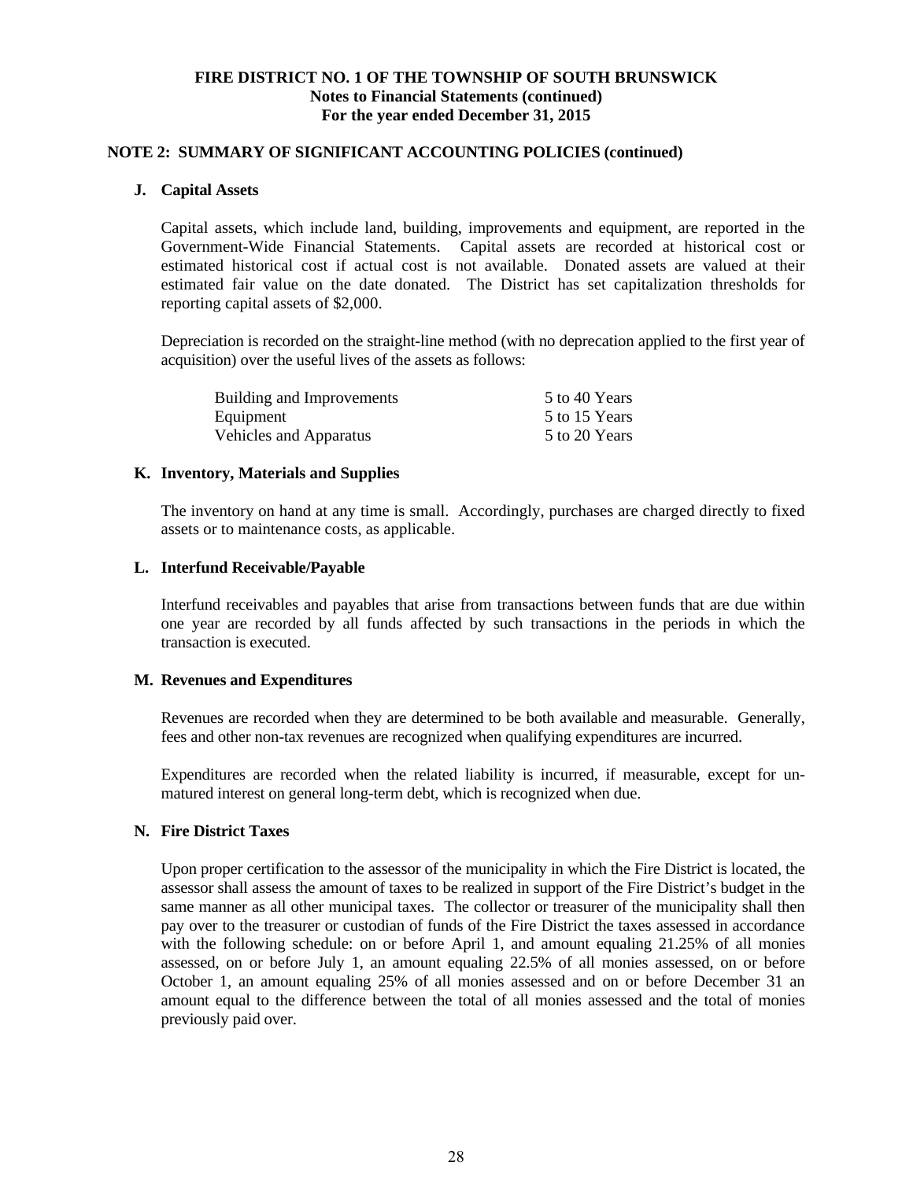**FIRE DISTRICT NO. 1 OF THE TOWNSHIP OF SOUTH BRUNSWICK**
**Notes to Financial Statements (continued)**
**For the year ended December 31, 2015**

## NOTE 2: SUMMARY OF SIGNIFICANT ACCOUNTING POLICIES (continued)

### J. Capital Assets

Capital assets, which include land, building, improvements and equipment, are reported in the Government-Wide Financial Statements. Capital assets are recorded at historical cost or estimated historical cost if actual cost is not available. Donated assets are valued at their estimated fair value on the date donated. The District has set capitalization thresholds for reporting capital assets of $2,000.

Depreciation is recorded on the straight-line method (with no deprecation applied to the first year of acquisition) over the useful lives of the assets as follows:

| | |
|---|---|
| Building and Improvements | 5 to 40 Years |
| Equipment | 5 to 15 Years |
| Vehicles and Apparatus | 5 to 20 Years |

### K. Inventory, Materials and Supplies

The inventory on hand at any time is small. Accordingly, purchases are charged directly to fixed assets or to maintenance costs, as applicable.

### L. Interfund Receivable/Payable

Interfund receivables and payables that arise from transactions between funds that are due within one year are recorded by all funds affected by such transactions in the periods in which the transaction is executed.

### M. Revenues and Expenditures

Revenues are recorded when they are determined to be both available and measurable. Generally, fees and other non-tax revenues are recognized when qualifying expenditures are incurred.

Expenditures are recorded when the related liability is incurred, if measurable, except for un-matured interest on general long-term debt, which is recognized when due.

### N. Fire District Taxes

Upon proper certification to the assessor of the municipality in which the Fire District is located, the assessor shall assess the amount of taxes to be realized in support of the Fire District's budget in the same manner as all other municipal taxes. The collector or treasurer of the municipality shall then pay over to the treasurer or custodian of funds of the Fire District the taxes assessed in accordance with the following schedule: on or before April 1, and amount equaling 21.25% of all monies assessed, on or before July 1, an amount equaling 22.5% of all monies assessed, on or before October 1, an amount equaling 25% of all monies assessed and on or before December 31 an amount equal to the difference between the total of all monies assessed and the total of monies previously paid over.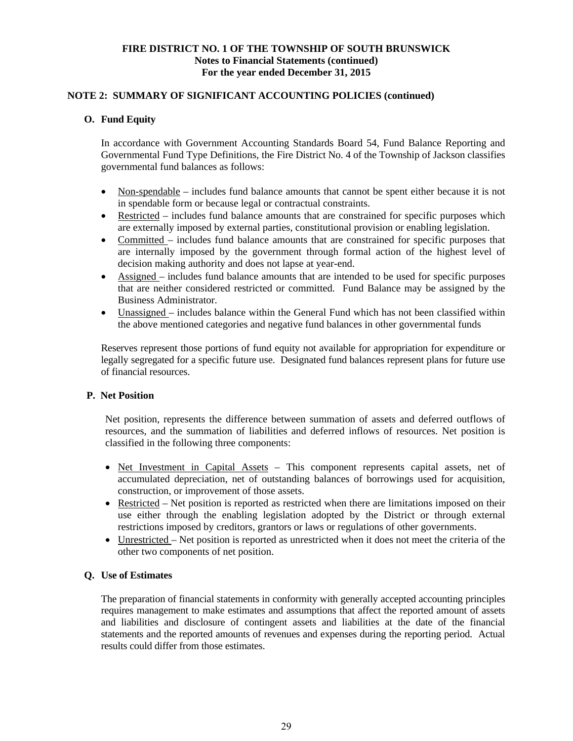**FIRE DISTRICT NO. 1 OF THE TOWNSHIP OF SOUTH BRUNSWICK**
**Notes to Financial Statements (continued)**
**For the year ended December 31, 2015**

## NOTE 2: SUMMARY OF SIGNIFICANT ACCOUNTING POLICIES (continued)

### O. Fund Equity

In accordance with Government Accounting Standards Board 54, Fund Balance Reporting and Governmental Fund Type Definitions, the Fire District No. 4 of the Township of Jackson classifies governmental fund balances as follows:

- Non-spendable – includes fund balance amounts that cannot be spent either because it is not in spendable form or because legal or contractual constraints.
- Restricted – includes fund balance amounts that are constrained for specific purposes which are externally imposed by external parties, constitutional provision or enabling legislation.
- Committed – includes fund balance amounts that are constrained for specific purposes that are internally imposed by the government through formal action of the highest level of decision making authority and does not lapse at year-end.
- Assigned – includes fund balance amounts that are intended to be used for specific purposes that are neither considered restricted or committed. Fund Balance may be assigned by the Business Administrator.
- Unassigned – includes balance within the General Fund which has not been classified within the above mentioned categories and negative fund balances in other governmental funds

Reserves represent those portions of fund equity not available for appropriation for expenditure or legally segregated for a specific future use. Designated fund balances represent plans for future use of financial resources.

### P. Net Position

Net position, represents the difference between summation of assets and deferred outflows of resources, and the summation of liabilities and deferred inflows of resources. Net position is classified in the following three components:

- Net Investment in Capital Assets – This component represents capital assets, net of accumulated depreciation, net of outstanding balances of borrowings used for acquisition, construction, or improvement of those assets.
- Restricted – Net position is reported as restricted when there are limitations imposed on their use either through the enabling legislation adopted by the District or through external restrictions imposed by creditors, grantors or laws or regulations of other governments.
- Unrestricted – Net position is reported as unrestricted when it does not meet the criteria of the other two components of net position.

### Q. Use of Estimates

The preparation of financial statements in conformity with generally accepted accounting principles requires management to make estimates and assumptions that affect the reported amount of assets and liabilities and disclosure of contingent assets and liabilities at the date of the financial statements and the reported amounts of revenues and expenses during the reporting period. Actual results could differ from those estimates.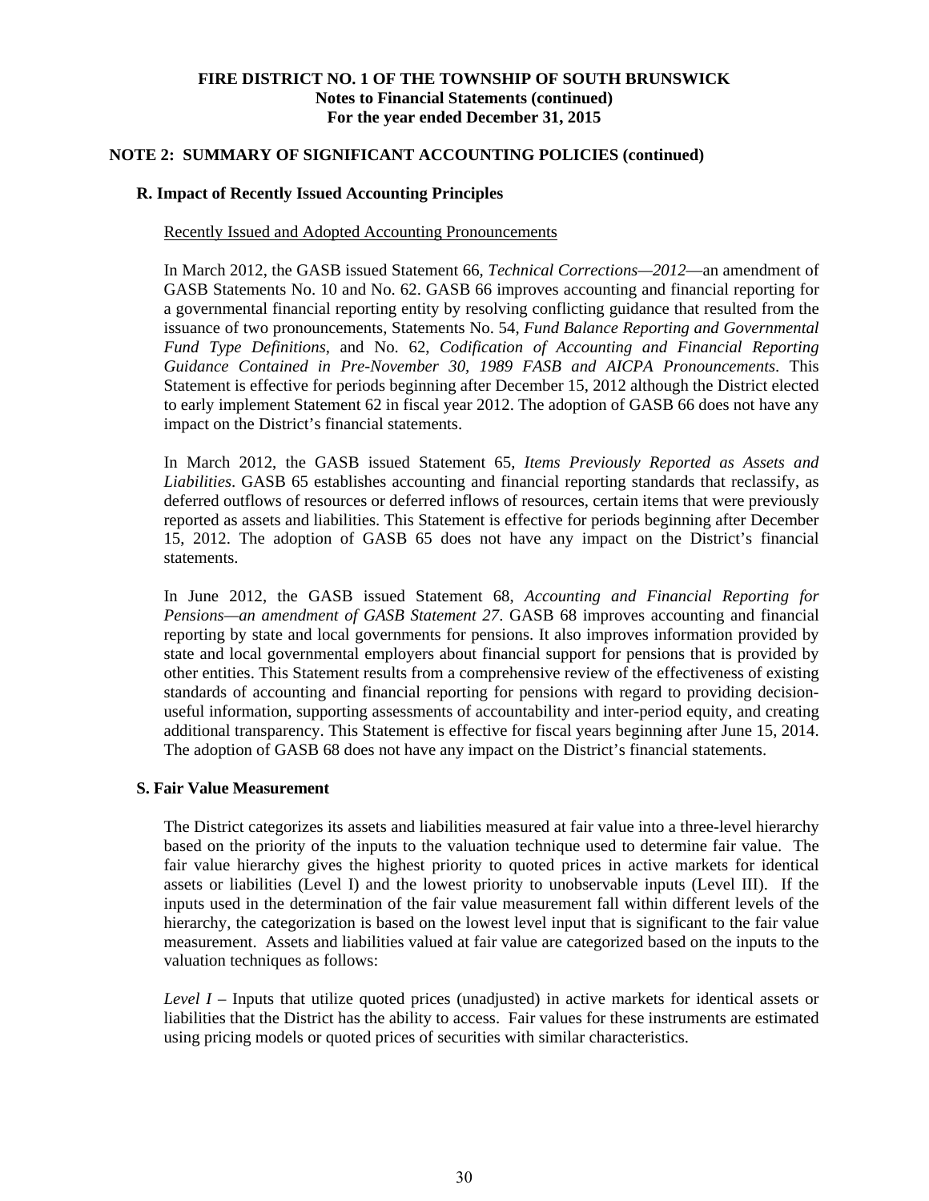## NOTE 2: SUMMARY OF SIGNIFICANT ACCOUNTING POLICIES (continued)

### R. Impact of Recently Issued Accounting Principles

Recently Issued and Adopted Accounting Pronouncements

In March 2012, the GASB issued Statement 66, *Technical Corrections—2012*—an amendment of GASB Statements No. 10 and No. 62. GASB 66 improves accounting and financial reporting for a governmental financial reporting entity by resolving conflicting guidance that resulted from the issuance of two pronouncements, Statements No. 54, *Fund Balance Reporting and Governmental Fund Type Definitions*, and No. 62, *Codification of Accounting and Financial Reporting Guidance Contained in Pre-November 30, 1989 FASB and AICPA Pronouncements*. This Statement is effective for periods beginning after December 15, 2012 although the District elected to early implement Statement 62 in fiscal year 2012. The adoption of GASB 66 does not have any impact on the District's financial statements.

In March 2012, the GASB issued Statement 65, *Items Previously Reported as Assets and Liabilities*. GASB 65 establishes accounting and financial reporting standards that reclassify, as deferred outflows of resources or deferred inflows of resources, certain items that were previously reported as assets and liabilities. This Statement is effective for periods beginning after December 15, 2012. The adoption of GASB 65 does not have any impact on the District's financial statements.

In June 2012, the GASB issued Statement 68, *Accounting and Financial Reporting for Pensions—an amendment of GASB Statement 27*. GASB 68 improves accounting and financial reporting by state and local governments for pensions. It also improves information provided by state and local governmental employers about financial support for pensions that is provided by other entities. This Statement results from a comprehensive review of the effectiveness of existing standards of accounting and financial reporting for pensions with regard to providing decision-useful information, supporting assessments of accountability and inter-period equity, and creating additional transparency. This Statement is effective for fiscal years beginning after June 15, 2014. The adoption of GASB 68 does not have any impact on the District's financial statements.

### S. Fair Value Measurement

The District categorizes its assets and liabilities measured at fair value into a three-level hierarchy based on the priority of the inputs to the valuation technique used to determine fair value. The fair value hierarchy gives the highest priority to quoted prices in active markets for identical assets or liabilities (Level I) and the lowest priority to unobservable inputs (Level III). If the inputs used in the determination of the fair value measurement fall within different levels of the hierarchy, the categorization is based on the lowest level input that is significant to the fair value measurement. Assets and liabilities valued at fair value are categorized based on the inputs to the valuation techniques as follows:

*Level I* – Inputs that utilize quoted prices (unadjusted) in active markets for identical assets or liabilities that the District has the ability to access. Fair values for these instruments are estimated using pricing models or quoted prices of securities with similar characteristics.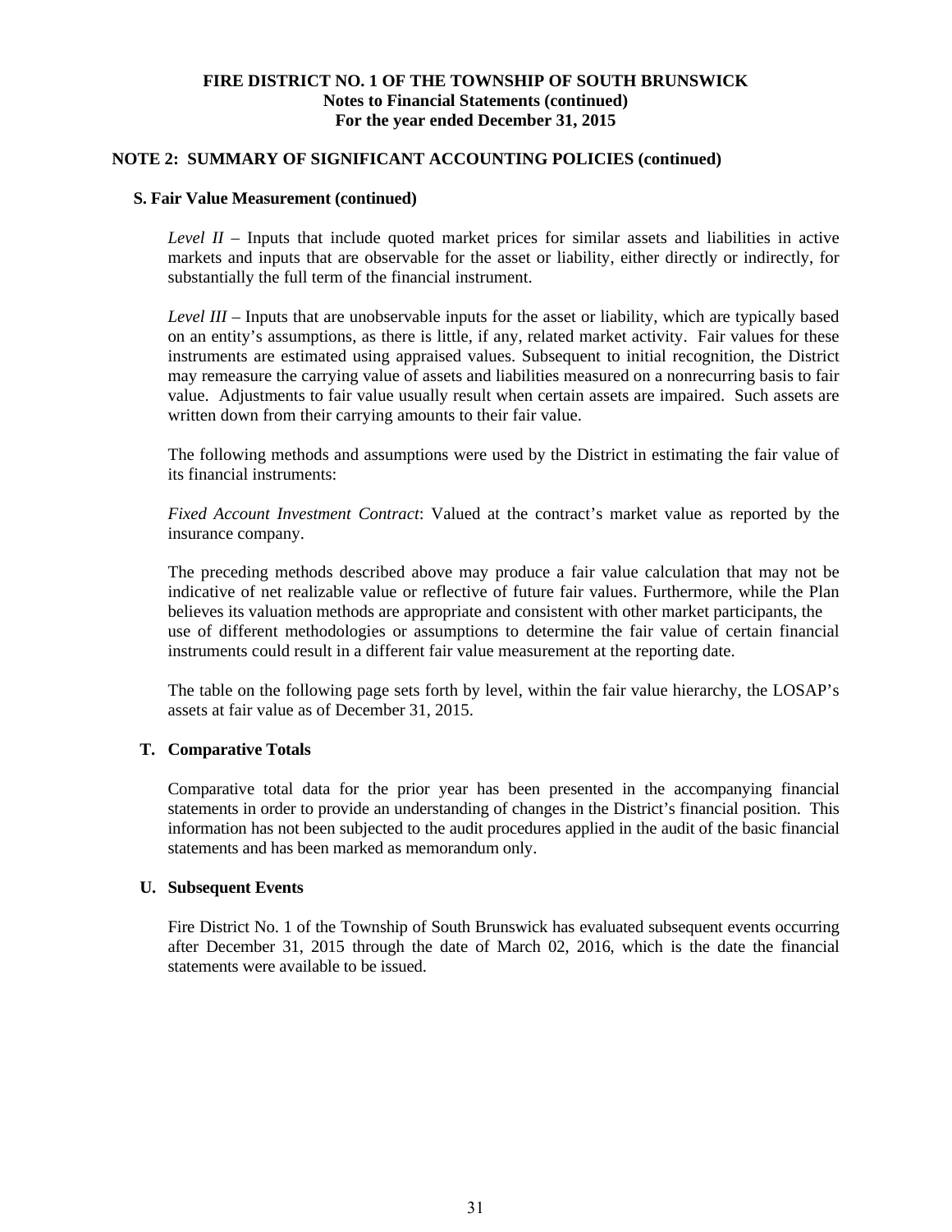**FIRE DISTRICT NO. 1 OF THE TOWNSHIP OF SOUTH BRUNSWICK**
**Notes to Financial Statements (continued)**
**For the year ended December 31, 2015**

## NOTE 2: SUMMARY OF SIGNIFICANT ACCOUNTING POLICIES (continued)

### S. Fair Value Measurement (continued)

*Level II* – Inputs that include quoted market prices for similar assets and liabilities in active markets and inputs that are observable for the asset or liability, either directly or indirectly, for substantially the full term of the financial instrument.

*Level III* – Inputs that are unobservable inputs for the asset or liability, which are typically based on an entity's assumptions, as there is little, if any, related market activity. Fair values for these instruments are estimated using appraised values. Subsequent to initial recognition, the District may remeasure the carrying value of assets and liabilities measured on a nonrecurring basis to fair value. Adjustments to fair value usually result when certain assets are impaired. Such assets are written down from their carrying amounts to their fair value.

The following methods and assumptions were used by the District in estimating the fair value of its financial instruments:

*Fixed Account Investment Contract*: Valued at the contract's market value as reported by the insurance company.

The preceding methods described above may produce a fair value calculation that may not be indicative of net realizable value or reflective of future fair values. Furthermore, while the Plan believes its valuation methods are appropriate and consistent with other market participants, the use of different methodologies or assumptions to determine the fair value of certain financial instruments could result in a different fair value measurement at the reporting date.

The table on the following page sets forth by level, within the fair value hierarchy, the LOSAP's assets at fair value as of December 31, 2015.

### T. Comparative Totals

Comparative total data for the prior year has been presented in the accompanying financial statements in order to provide an understanding of changes in the District's financial position. This information has not been subjected to the audit procedures applied in the audit of the basic financial statements and has been marked as memorandum only.

### U. Subsequent Events

Fire District No. 1 of the Township of South Brunswick has evaluated subsequent events occurring after December 31, 2015 through the date of March 02, 2016, which is the date the financial statements were available to be issued.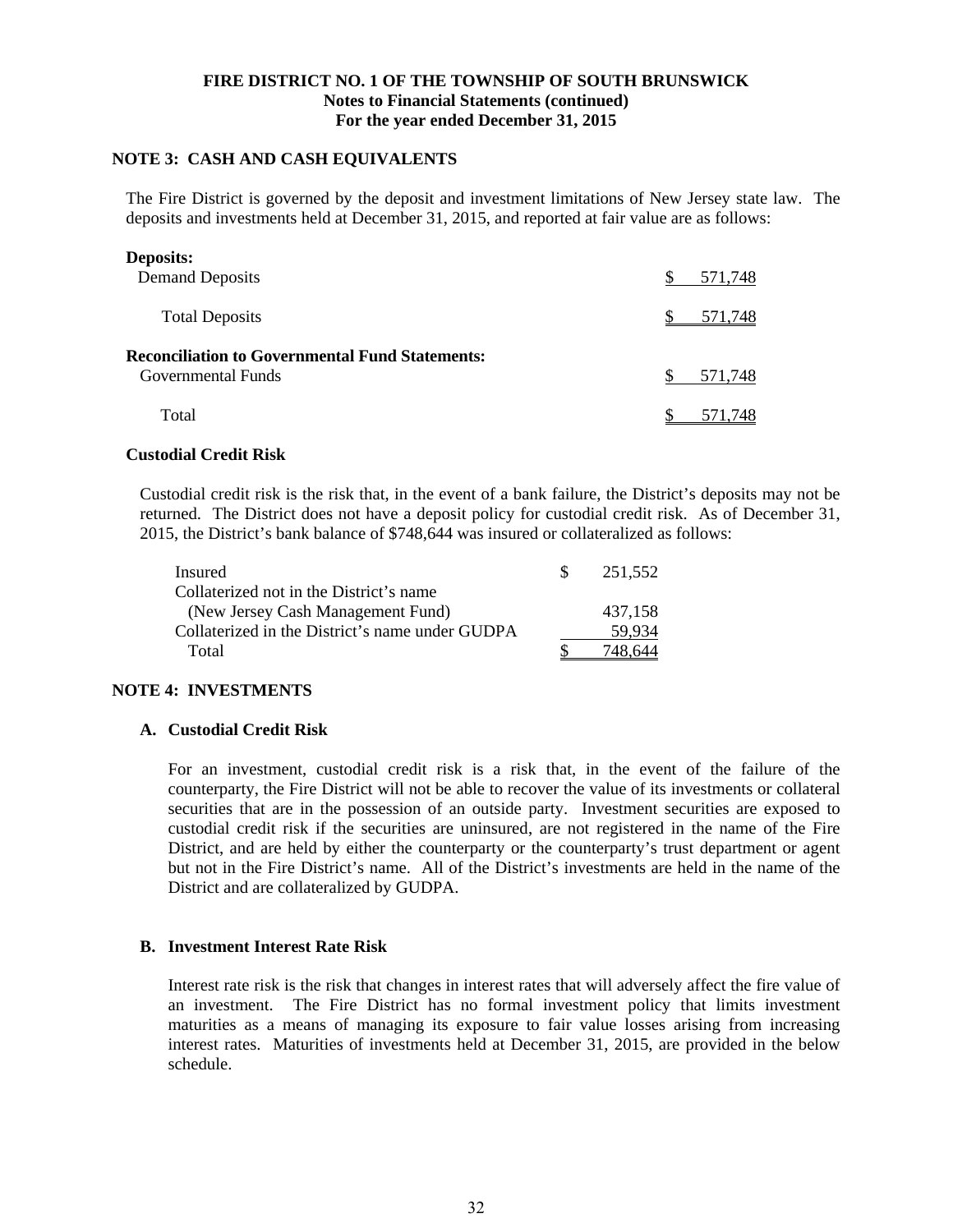**FIRE DISTRICT NO. 1 OF THE TOWNSHIP OF SOUTH BRUNSWICK**
**Notes to Financial Statements (continued)**
**For the year ended December 31, 2015**

## NOTE 3: CASH AND CASH EQUIVALENTS

The Fire District is governed by the deposit and investment limitations of New Jersey state law. The deposits and investments held at December 31, 2015, and reported at fair value are as follows:

| | |
|---|---|
| **Deposits:** | |
| Demand Deposits | $ 571,748 |
| Total Deposits | $ 571,748 |
| **Reconciliation to Governmental Fund Statements:** | |
| Governmental Funds | $ 571,748 |
| Total | $ 571,748 |

### Custodial Credit Risk

Custodial credit risk is the risk that, in the event of a bank failure, the District's deposits may not be returned. The District does not have a deposit policy for custodial credit risk. As of December 31, 2015, the District's bank balance of $748,644 was insured or collateralized as follows:

| | |
|---|---|
| Insured | $ 251,552 |
| Collaterized not in the District's name (New Jersey Cash Management Fund) | 437,158 |
| Collaterized in the District's name under GUDPA | 59,934 |
| Total | $ 748,644 |

## NOTE 4: INVESTMENTS

### A. Custodial Credit Risk

For an investment, custodial credit risk is a risk that, in the event of the failure of the counterparty, the Fire District will not be able to recover the value of its investments or collateral securities that are in the possession of an outside party. Investment securities are exposed to custodial credit risk if the securities are uninsured, are not registered in the name of the Fire District, and are held by either the counterparty or the counterparty's trust department or agent but not in the Fire District's name. All of the District's investments are held in the name of the District and are collateralized by GUDPA.

### B. Investment Interest Rate Risk

Interest rate risk is the risk that changes in interest rates that will adversely affect the fire value of an investment. The Fire District has no formal investment policy that limits investment maturities as a means of managing its exposure to fair value losses arising from increasing interest rates. Maturities of investments held at December 31, 2015, are provided in the below schedule.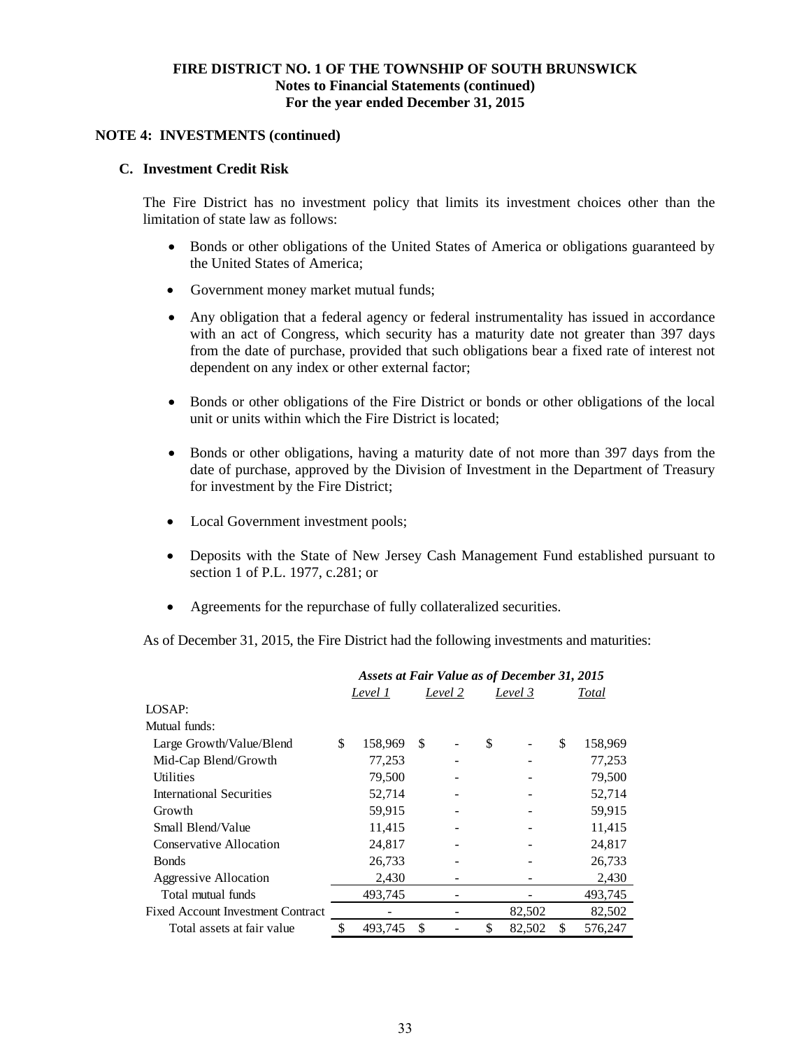**FIRE DISTRICT NO. 1 OF THE TOWNSHIP OF SOUTH BRUNSWICK**
**Notes to Financial Statements (continued)**
**For the year ended December 31, 2015**

**NOTE 4: INVESTMENTS (continued)**

**C. Investment Credit Risk**

The Fire District has no investment policy that limits its investment choices other than the limitation of state law as follows:

- Bonds or other obligations of the United States of America or obligations guaranteed by the United States of America;
- Government money market mutual funds;
- Any obligation that a federal agency or federal instrumentality has issued in accordance with an act of Congress, which security has a maturity date not greater than 397 days from the date of purchase, provided that such obligations bear a fixed rate of interest not dependent on any index or other external factor;
- Bonds or other obligations of the Fire District or bonds or other obligations of the local unit or units within which the Fire District is located;
- Bonds or other obligations, having a maturity date of not more than 397 days from the date of purchase, approved by the Division of Investment in the Department of Treasury for investment by the Fire District;
- Local Government investment pools;
- Deposits with the State of New Jersey Cash Management Fund established pursuant to section 1 of P.L. 1977, c.281; or
- Agreements for the repurchase of fully collateralized securities.

As of December 31, 2015, the Fire District had the following investments and maturities:

| | ***Assets at Fair Value as of December 31, 2015*** | | | |
|---|---|---|---|---|
| | *Level 1* | *Level 2* | *Level 3* | *Total* |
| LOSAP: | | | | |
| Mutual funds: | | | | |
| Large Growth/Value/Blend | $ 158,969 | $ - | $ - | $ 158,969 |
| Mid-Cap Blend/Growth | 77,253 | - | - | 77,253 |
| Utilities | 79,500 | - | - | 79,500 |
| International Securities | 52,714 | - | - | 52,714 |
| Growth | 59,915 | - | - | 59,915 |
| Small Blend/Value | 11,415 | - | - | 11,415 |
| Conservative Allocation | 24,817 | - | - | 24,817 |
| Bonds | 26,733 | - | - | 26,733 |
| Aggressive Allocation | 2,430 | - | - | 2,430 |
| Total mutual funds | 493,745 | - | - | 493,745 |
| Fixed Account Investment Contract | - | - | 82,502 | 82,502 |
| Total assets at fair value | $ 493,745 | $ - | $ 82,502 | $ 576,247 |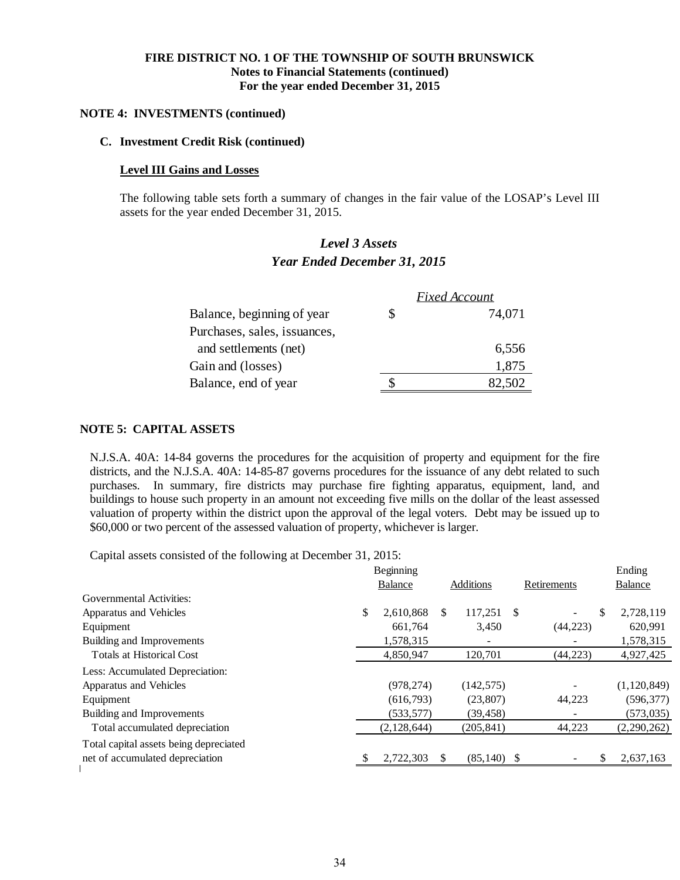**FIRE DISTRICT NO. 1 OF THE TOWNSHIP OF SOUTH BRUNSWICK**
**Notes to Financial Statements (continued)**
**For the year ended December 31, 2015**

**NOTE 4: INVESTMENTS (continued)**

**C. Investment Credit Risk (continued)**

**Level III Gains and Losses**

The following table sets forth a summary of changes in the fair value of the LOSAP's Level III assets for the year ended December 31, 2015.

***Level 3 Assets***
***Year Ended December 31, 2015***

| | *Fixed Account* |
|---|---|
| Balance, beginning of year | $ 74,071 |
| Purchases, sales, issuances, and settlements (net) | 6,556 |
| Gain and (losses) | 1,875 |
| Balance, end of year | $ 82,502 |

**NOTE 5: CAPITAL ASSETS**

N.J.S.A. 40A: 14-84 governs the procedures for the acquisition of property and equipment for the fire districts, and the N.J.S.A. 40A: 14-85-87 governs procedures for the issuance of any debt related to such purchases. In summary, fire districts may purchase fire fighting apparatus, equipment, land, and buildings to house such property in an amount not exceeding five mills on the dollar of the least assessed valuation of property within the district upon the approval of the legal voters. Debt may be issued up to $60,000 or two percent of the assessed valuation of property, whichever is larger.

Capital assets consisted of the following at December 31, 2015:

| | Beginning Balance | Additions | Retirements | Ending Balance |
|---|---|---|---|---|
| Governmental Activities: | | | | |
| Apparatus and Vehicles | $ 2,610,868 | $ 117,251 | $ - | $ 2,728,119 |
| Equipment | 661,764 | 3,450 | (44,223) | 620,991 |
| Building and Improvements | 1,578,315 | - | - | 1,578,315 |
| Totals at Historical Cost | 4,850,947 | 120,701 | (44,223) | 4,927,425 |
| Less: Accumulated Depreciation: | | | | |
| Apparatus and Vehicles | (978,274) | (142,575) | - | (1,120,849) |
| Equipment | (616,793) | (23,807) | 44,223 | (596,377) |
| Building and Improvements | (533,577) | (39,458) | - | (573,035) |
| Total accumulated depreciation | (2,128,644) | (205,841) | 44,223 | (2,290,262) |
| Total capital assets being depreciated net of accumulated depreciation | $ 2,722,303 | $ (85,140) | $ - | $ 2,637,163 |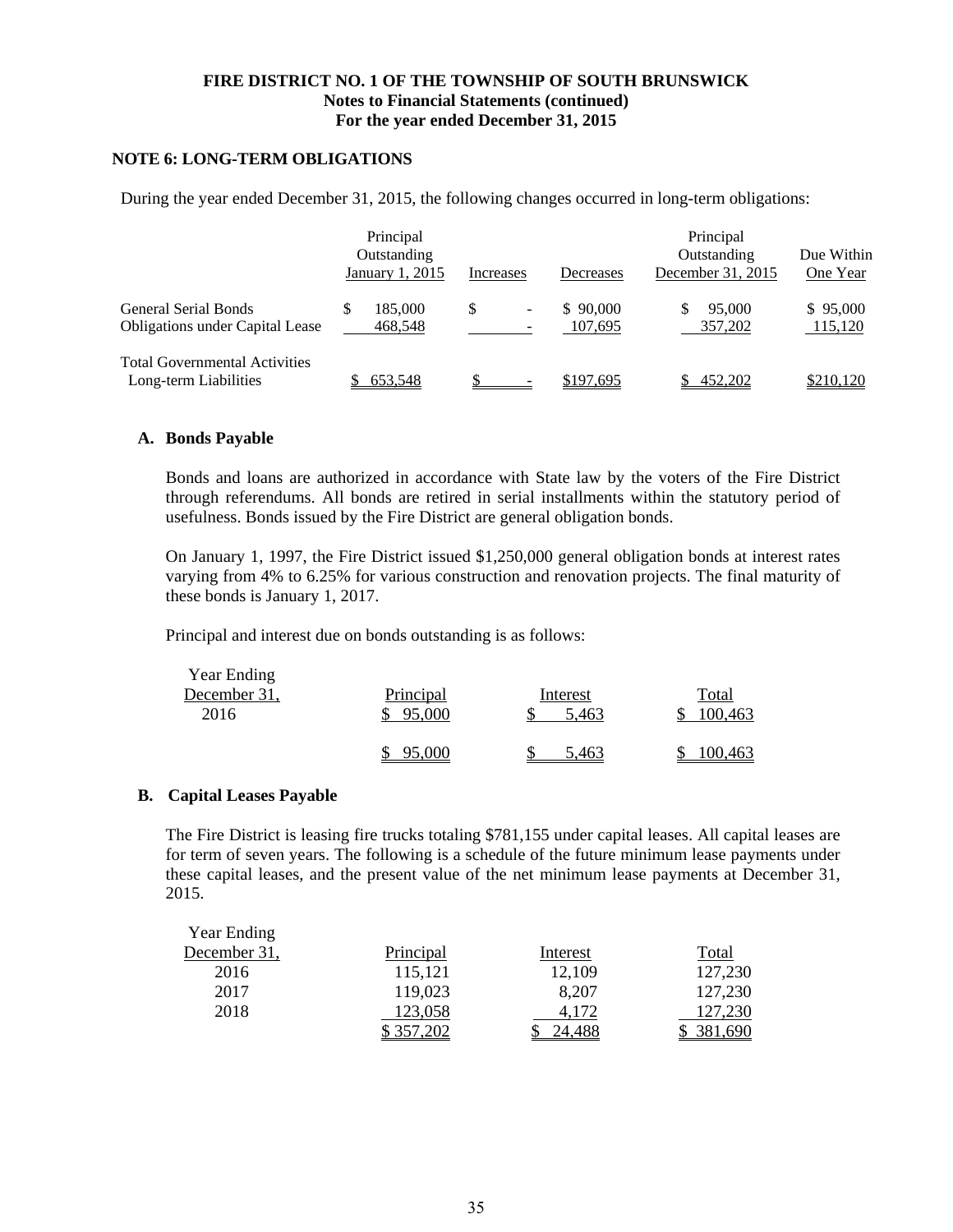FIRE DISTRICT NO. 1 OF THE TOWNSHIP OF SOUTH BRUNSWICK
Notes to Financial Statements (continued)
For the year ended December 31, 2015

## NOTE 6: LONG-TERM OBLIGATIONS

During the year ended December 31, 2015, the following changes occurred in long-term obligations:

| | Principal Outstanding January 1, 2015 | Increases | Decreases | Principal Outstanding December 31, 2015 | Due Within One Year |
|---|---|---|---|---|---|
| General Serial Bonds | $ 185,000 | $ - | $ 90,000 | $ 95,000 | $ 95,000 |
| Obligations under Capital Lease | 468,548 | - | 107,695 | 357,202 | 115,120 |
| Total Governmental Activities Long-term Liabilities | $ 653,548 | $ - | $197,695 | $ 452,202 | $210,120 |

### A. Bonds Payable

Bonds and loans are authorized in accordance with State law by the voters of the Fire District through referendums. All bonds are retired in serial installments within the statutory period of usefulness. Bonds issued by the Fire District are general obligation bonds.

On January 1, 1997, the Fire District issued $1,250,000 general obligation bonds at interest rates varying from 4% to 6.25% for various construction and renovation projects. The final maturity of these bonds is January 1, 2017.

Principal and interest due on bonds outstanding is as follows:

| Year Ending December 31, | Principal | Interest | Total |
|---|---|---|---|
| 2016 | $ 95,000 | $ 5,463 | $ 100,463 |
| | $ 95,000 | $ 5,463 | $ 100,463 |

### B. Capital Leases Payable

The Fire District is leasing fire trucks totaling $781,155 under capital leases. All capital leases are for term of seven years. The following is a schedule of the future minimum lease payments under these capital leases, and the present value of the net minimum lease payments at December 31, 2015.

| Year Ending December 31, | Principal | Interest | Total |
|---|---|---|---|
| 2016 | 115,121 | 12,109 | 127,230 |
| 2017 | 119,023 | 8,207 | 127,230 |
| 2018 | 123,058 | 4,172 | 127,230 |
| | $ 357,202 | $ 24,488 | $ 381,690 |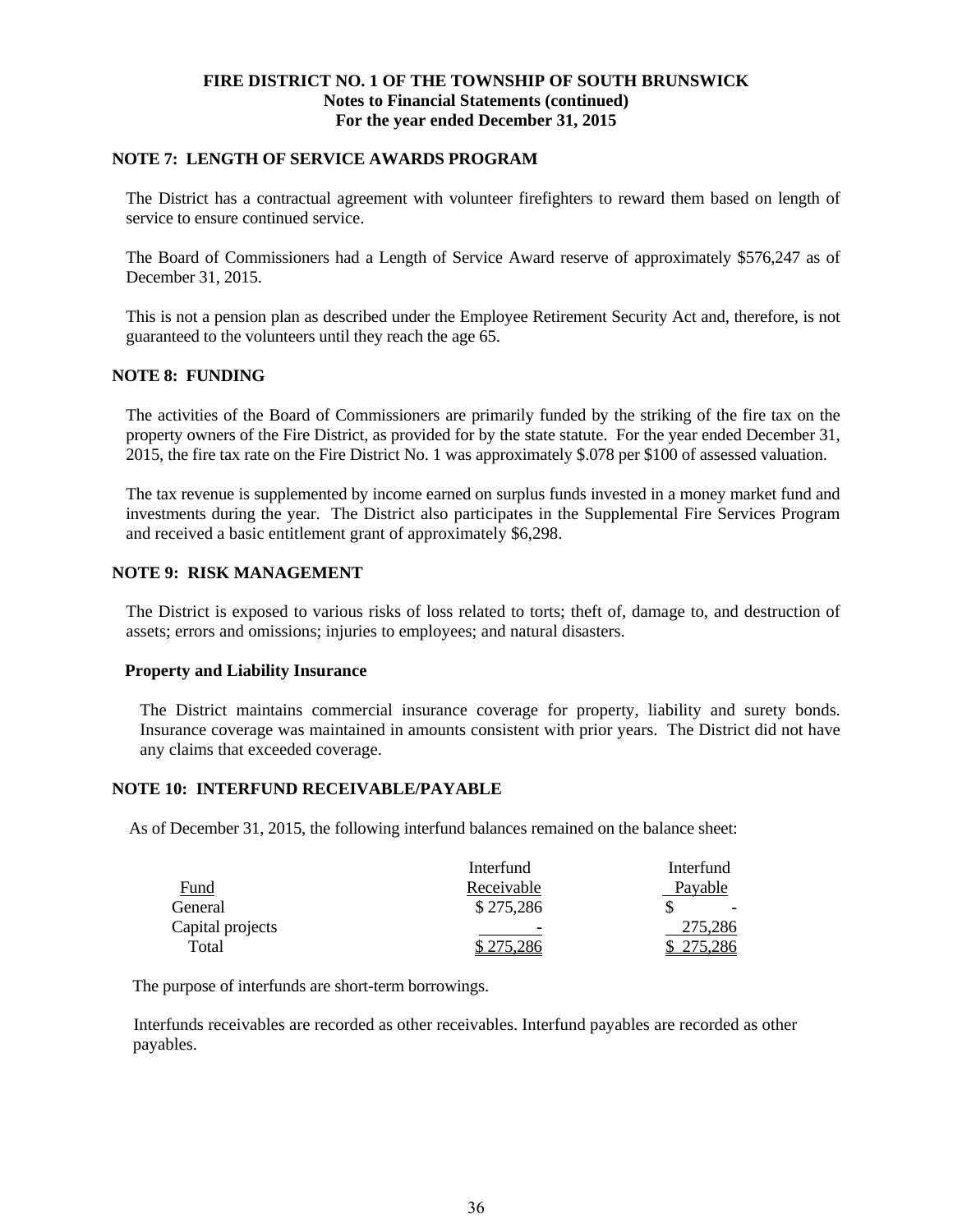**FIRE DISTRICT NO. 1 OF THE TOWNSHIP OF SOUTH BRUNSWICK**
**Notes to Financial Statements (continued)**
**For the year ended December 31, 2015**

## NOTE 7: LENGTH OF SERVICE AWARDS PROGRAM

The District has a contractual agreement with volunteer firefighters to reward them based on length of service to ensure continued service.

The Board of Commissioners had a Length of Service Award reserve of approximately $576,247 as of December 31, 2015.

This is not a pension plan as described under the Employee Retirement Security Act and, therefore, is not guaranteed to the volunteers until they reach the age 65.

## NOTE 8: FUNDING

The activities of the Board of Commissioners are primarily funded by the striking of the fire tax on the property owners of the Fire District, as provided for by the state statute. For the year ended December 31, 2015, the fire tax rate on the Fire District No. 1 was approximately $.078 per $100 of assessed valuation.

The tax revenue is supplemented by income earned on surplus funds invested in a money market fund and investments during the year. The District also participates in the Supplemental Fire Services Program and received a basic entitlement grant of approximately $6,298.

## NOTE 9: RISK MANAGEMENT

The District is exposed to various risks of loss related to torts; theft of, damage to, and destruction of assets; errors and omissions; injuries to employees; and natural disasters.

### Property and Liability Insurance

The District maintains commercial insurance coverage for property, liability and surety bonds. Insurance coverage was maintained in amounts consistent with prior years. The District did not have any claims that exceeded coverage.

## NOTE 10: INTERFUND RECEIVABLE/PAYABLE

As of December 31, 2015, the following interfund balances remained on the balance sheet:

| Fund | Interfund Receivable | Interfund Payable |
|---|---|---|
| General | $ 275,286 | $ - |
| Capital projects | - | 275,286 |
| Total | $ 275,286 | $ 275,286 |

The purpose of interfunds are short-term borrowings.

Interfunds receivables are recorded as other receivables. Interfund payables are recorded as other payables.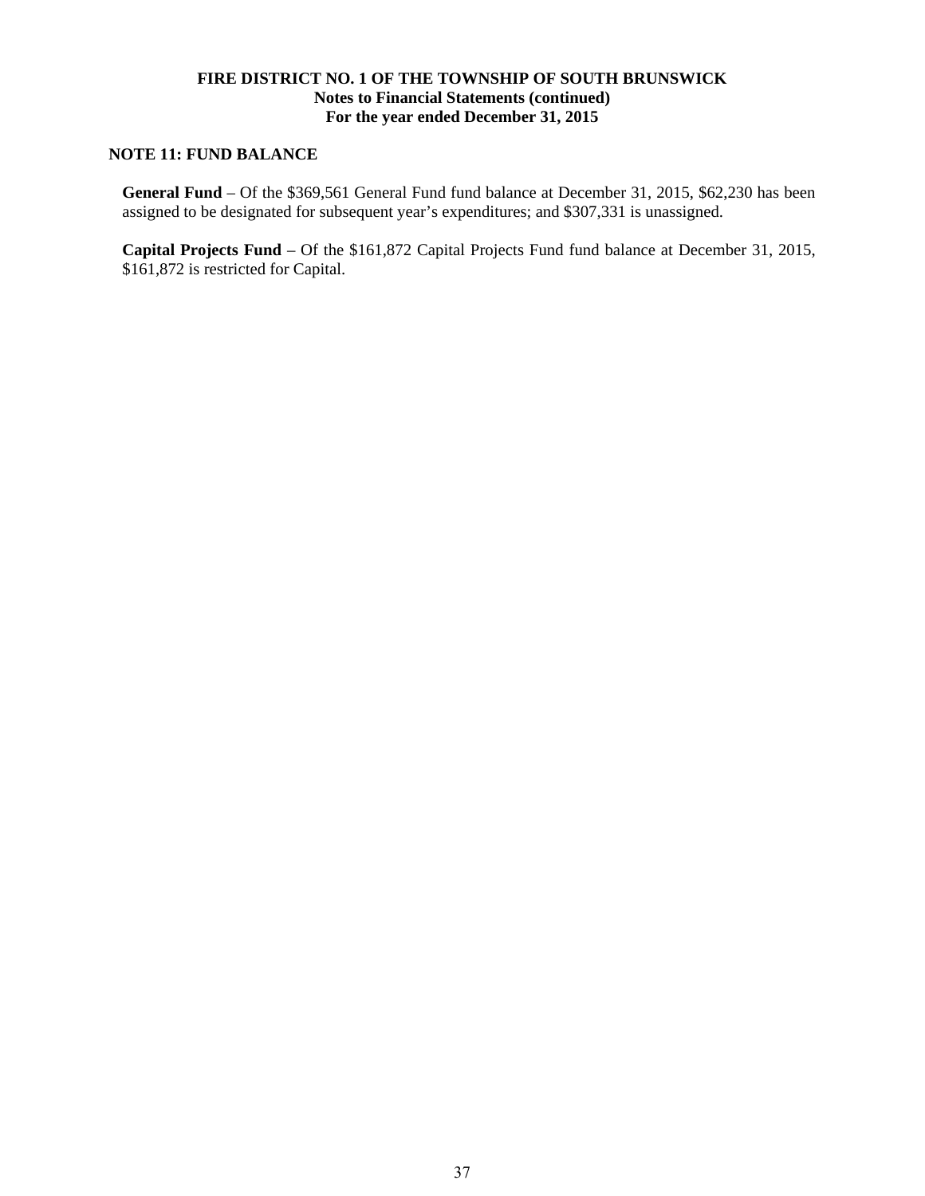## NOTE 11: FUND BALANCE

**General Fund** – Of the $369,561 General Fund fund balance at December 31, 2015, $62,230 has been assigned to be designated for subsequent year's expenditures; and $307,331 is unassigned.

**Capital Projects Fund** – Of the $161,872 Capital Projects Fund fund balance at December 31, 2015, $161,872 is restricted for Capital.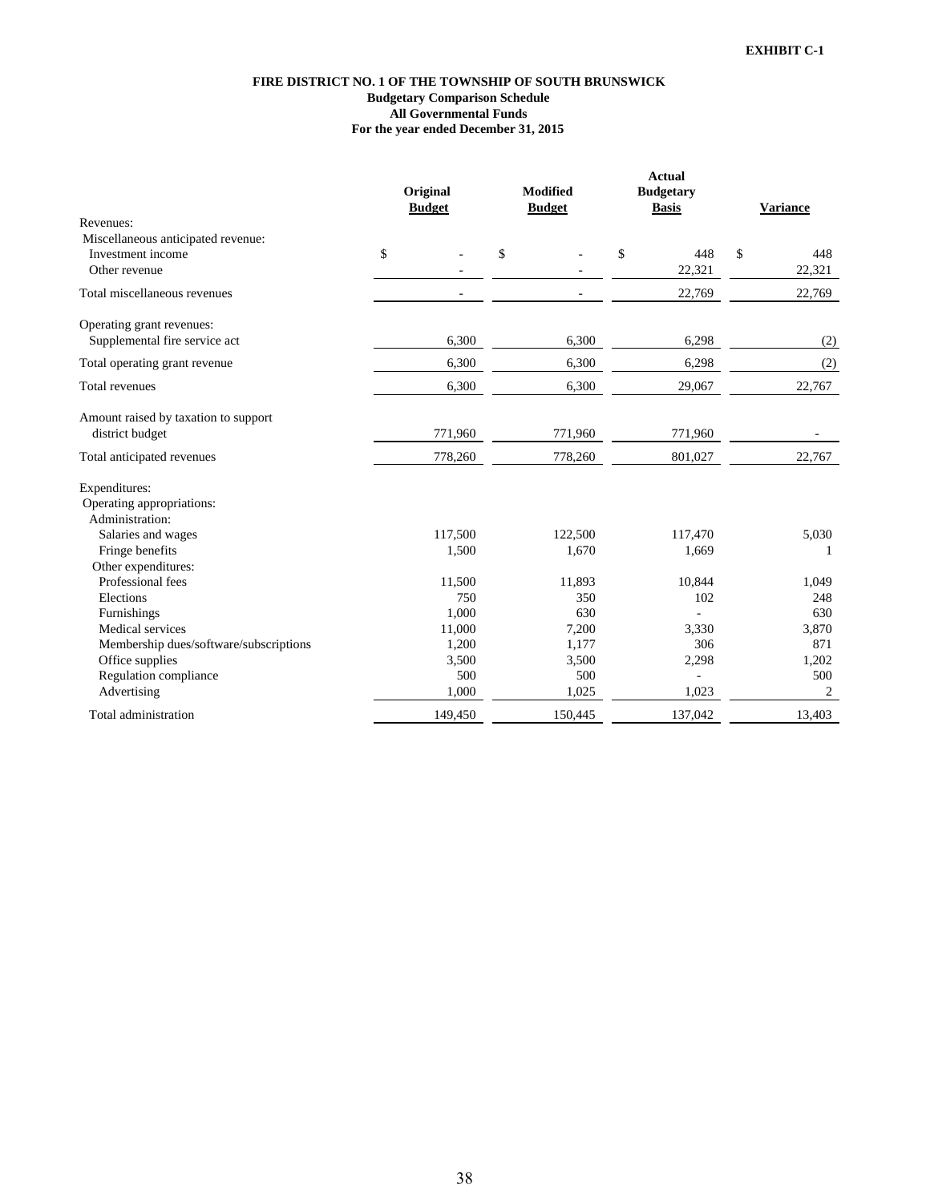EXHIBIT C-1

**FIRE DISTRICT NO. 1 OF THE TOWNSHIP OF SOUTH BRUNSWICK**
**Budgetary Comparison Schedule**
**All Governmental Funds**
**For the year ended December 31, 2015**

| | Original Budget | Modified Budget | Actual Budgetary Basis | Variance |
|---|---|---|---|---|
| Revenues: | | | | |
| Miscellaneous anticipated revenue: | | | | |
| Investment income | $ - | $ - | $ 448 | $ 448 |
| Other revenue | - | - | 22,321 | 22,321 |
| Total miscellaneous revenues | - | - | 22,769 | 22,769 |
| Operating grant revenues: | | | | |
| Supplemental fire service act | 6,300 | 6,300 | 6,298 | (2) |
| Total operating grant revenue | 6,300 | 6,300 | 6,298 | (2) |
| Total revenues | 6,300 | 6,300 | 29,067 | 22,767 |
| Amount raised by taxation to support district budget | 771,960 | 771,960 | 771,960 | - |
| Total anticipated revenues | 778,260 | 778,260 | 801,027 | 22,767 |
| Expenditures: | | | | |
| Operating appropriations: | | | | |
| Administration: | | | | |
| Salaries and wages | 117,500 | 122,500 | 117,470 | 5,030 |
| Fringe benefits | 1,500 | 1,670 | 1,669 | 1 |
| Other expenditures: | | | | |
| Professional fees | 11,500 | 11,893 | 10,844 | 1,049 |
| Elections | 750 | 350 | 102 | 248 |
| Furnishings | 1,000 | 630 | - | 630 |
| Medical services | 11,000 | 7,200 | 3,330 | 3,870 |
| Membership dues/software/subscriptions | 1,200 | 1,177 | 306 | 871 |
| Office supplies | 3,500 | 3,500 | 2,298 | 1,202 |
| Regulation compliance | 500 | 500 | - | 500 |
| Advertising | 1,000 | 1,025 | 1,023 | 2 |
| Total administration | 149,450 | 150,445 | 137,042 | 13,403 |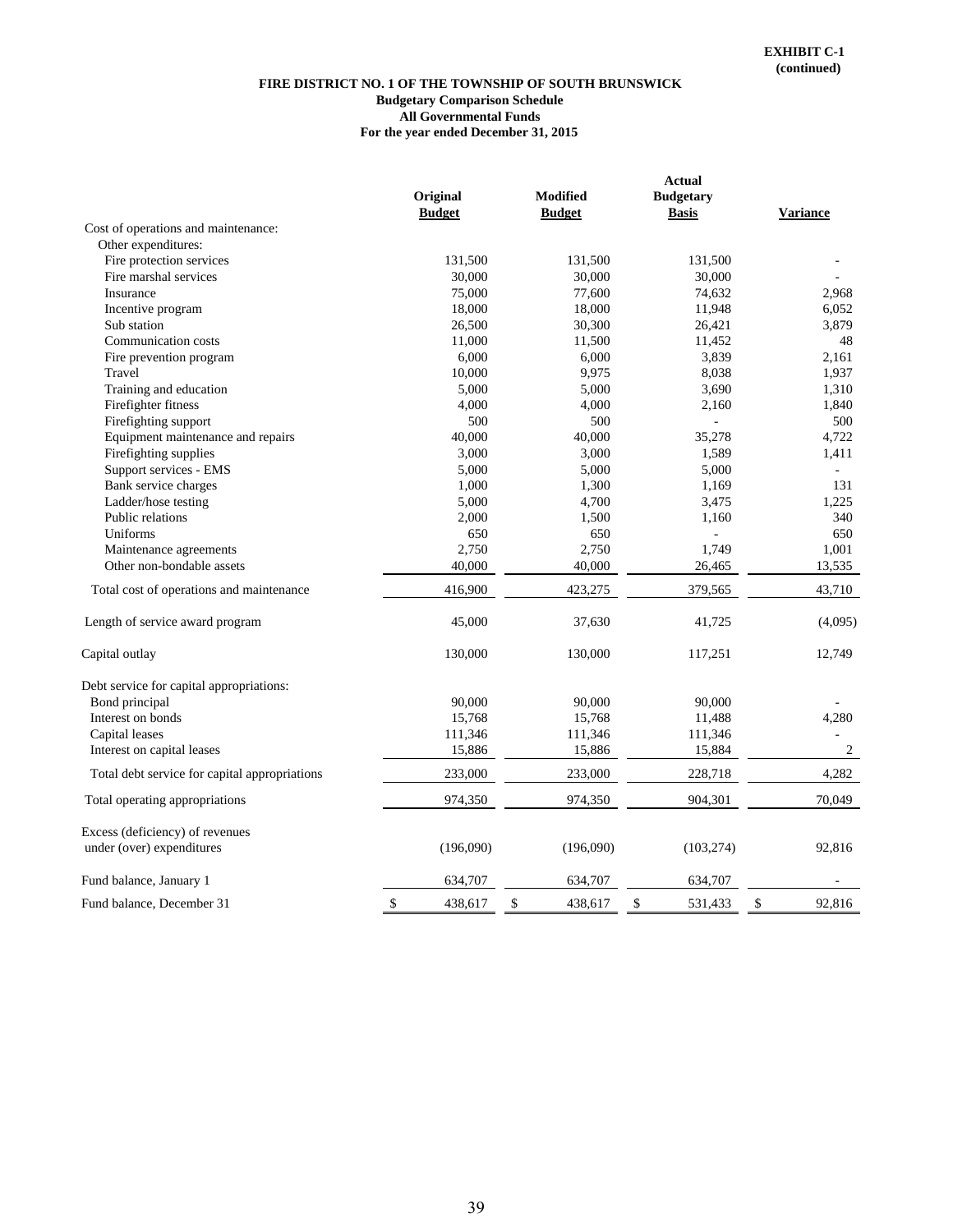**EXHIBIT C-1**
**(continued)**

**FIRE DISTRICT NO. 1 OF THE TOWNSHIP OF SOUTH BRUNSWICK**
**Budgetary Comparison Schedule**
**All Governmental Funds**
**For the year ended December 31, 2015**

| | Original Budget | Modified Budget | Actual Budgetary Basis | Variance |
|---|---|---|---|---|
| Cost of operations and maintenance: | | | | |
| Other expenditures: | | | | |
| Fire protection services | 131,500 | 131,500 | 131,500 | - |
| Fire marshal services | 30,000 | 30,000 | 30,000 | - |
| Insurance | 75,000 | 77,600 | 74,632 | 2,968 |
| Incentive program | 18,000 | 18,000 | 11,948 | 6,052 |
| Sub station | 26,500 | 30,300 | 26,421 | 3,879 |
| Communication costs | 11,000 | 11,500 | 11,452 | 48 |
| Fire prevention program | 6,000 | 6,000 | 3,839 | 2,161 |
| Travel | 10,000 | 9,975 | 8,038 | 1,937 |
| Training and education | 5,000 | 5,000 | 3,690 | 1,310 |
| Firefighter fitness | 4,000 | 4,000 | 2,160 | 1,840 |
| Firefighting support | 500 | 500 | - | 500 |
| Equipment maintenance and repairs | 40,000 | 40,000 | 35,278 | 4,722 |
| Firefighting supplies | 3,000 | 3,000 | 1,589 | 1,411 |
| Support services - EMS | 5,000 | 5,000 | 5,000 | - |
| Bank service charges | 1,000 | 1,300 | 1,169 | 131 |
| Ladder/hose testing | 5,000 | 4,700 | 3,475 | 1,225 |
| Public relations | 2,000 | 1,500 | 1,160 | 340 |
| Uniforms | 650 | 650 | - | 650 |
| Maintenance agreements | 2,750 | 2,750 | 1,749 | 1,001 |
| Other non-bondable assets | 40,000 | 40,000 | 26,465 | 13,535 |
| Total cost of operations and maintenance | 416,900 | 423,275 | 379,565 | 43,710 |
| Length of service award program | 45,000 | 37,630 | 41,725 | (4,095) |
| Capital outlay | 130,000 | 130,000 | 117,251 | 12,749 |
| Debt service for capital appropriations: | | | | |
| Bond principal | 90,000 | 90,000 | 90,000 | - |
| Interest on bonds | 15,768 | 15,768 | 11,488 | 4,280 |
| Capital leases | 111,346 | 111,346 | 111,346 | - |
| Interest on capital leases | 15,886 | 15,886 | 15,884 | 2 |
| Total debt service for capital appropriations | 233,000 | 233,000 | 228,718 | 4,282 |
| Total operating appropriations | 974,350 | 974,350 | 904,301 | 70,049 |
| Excess (deficiency) of revenues under (over) expenditures | (196,090) | (196,090) | (103,274) | 92,816 |
| Fund balance, January 1 | 634,707 | 634,707 | 634,707 | - |
| Fund balance, December 31 | $ 438,617 | $ 438,617 | $ 531,433 | $ 92,816 |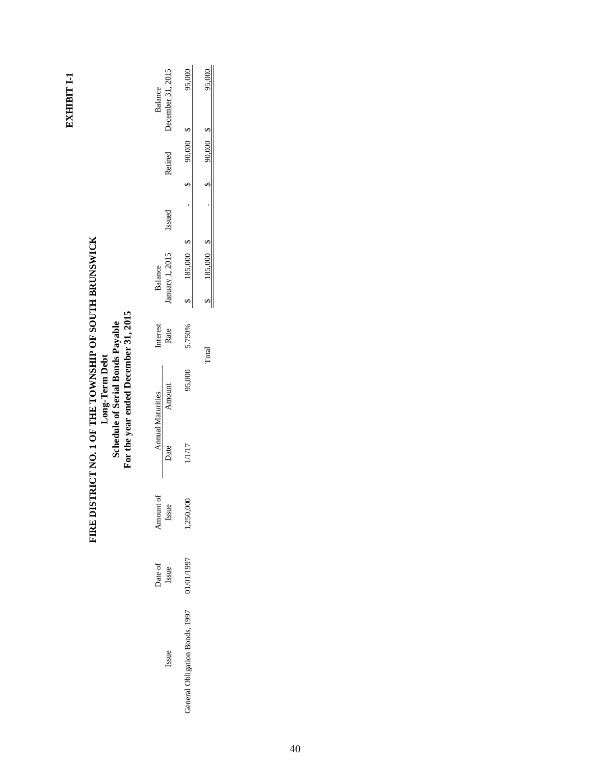**EXHIBIT I-1**

# FIRE DISTRICT NO. 1 OF THE TOWNSHIP OF SOUTH BRUNSWICK

## Long-Term Debt

## Schedule of Serial Bonds Payable

## For the year ended December 31, 2015

| Issue | Date of Issue | Amount of Issue | Annual Maturities | | Interest Rate | Balance January 1, 2015 | Issued | Retired | Balance December 31, 2015 |
|---|---|---|---|---|---|---|---|---|---|
| | | | Date | Amount | | | | | |
| General Obligation Bonds, 1997 | 01/01/1997 | 1,250,000 | 1/1/17 | 95,000 | 5.750% | $ 185,000 | $ - | $ 90,000 | $ 95,000 |
| | | | | | Total | $ 185,000 | $ - | $ 90,000 | $ 95,000 |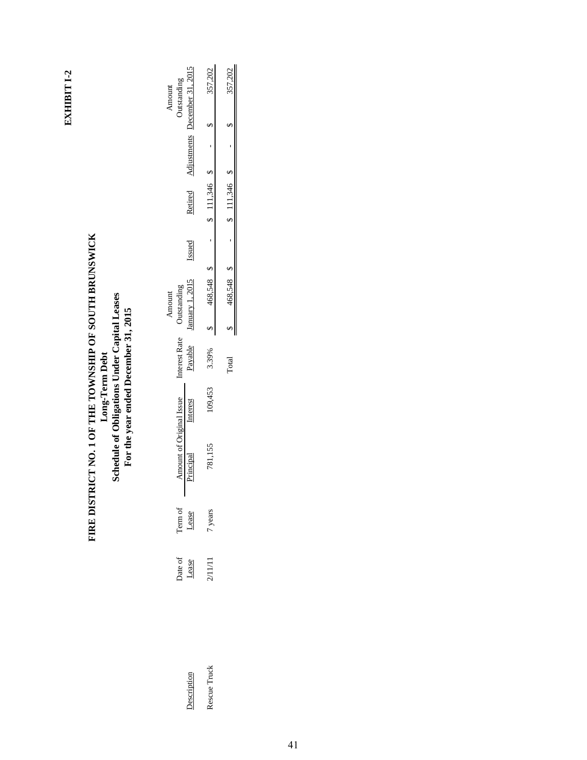**EXHIBIT I-2**

# FIRE DISTRICT NO. 1 OF THE TOWNSHIP OF SOUTH BRUNSWICK

## Long-Term Debt

## Schedule of Obligations Under Capital Leases

## For the year ended December 31, 2015

| Description | Date of Lease | Term of Lease | Amount of Original Issue | | Interest Rate Payable | Amount Outstanding January 1, 2015 | Issued | Retired | Adjustments | Amount Outstanding December 31, 2015 |
|---|---|---|---|---|---|---|---|---|---|---|
| | | | Principal | Interest | | | | | | |
| Rescue Truck | 2/11/11 | 7 years | 781,155 | 109,453 | 3.39% | $ 468,548 | $ - | $ 111,346 | $ - | $ 357,202 |
| | | | | | Total | $ 468,548 | $ - | $ 111,346 | $ - | $ 357,202 |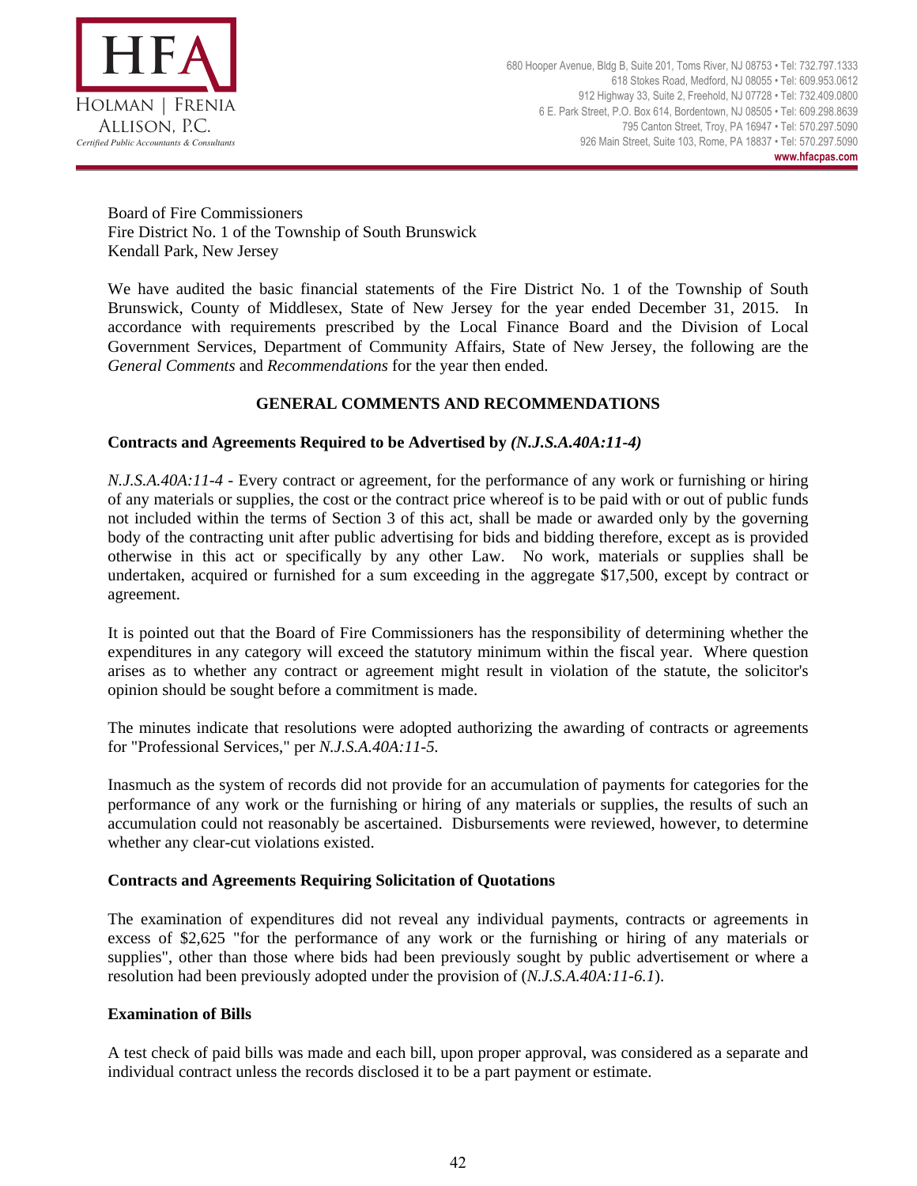HFA

Holman | Frenia Allison, P.C.

*Certified Public Accountants & Consultants*

680 Hooper Avenue, Bldg B, Suite 201, Toms River, NJ 08753 • Tel: 732.797.1333
618 Stokes Road, Medford, NJ 08055 • Tel: 609.953.0612
912 Highway 33, Suite 2, Freehold, NJ 07728 • Tel: 732.409.0800
6 E. Park Street, P.O. Box 614, Bordentown, NJ 08505 • Tel: 609.298.8639
795 Canton Street, Troy, PA 16947 • Tel: 570.297.5090
926 Main Street, Suite 103, Rome, PA 18837 • Tel: 570.297.5090
**www.hfacpas.com**

Board of Fire Commissioners
Fire District No. 1 of the Township of South Brunswick
Kendall Park, New Jersey

We have audited the basic financial statements of the Fire District No. 1 of the Township of South Brunswick, County of Middlesex, State of New Jersey for the year ended December 31, 2015. In accordance with requirements prescribed by the Local Finance Board and the Division of Local Government Services, Department of Community Affairs, State of New Jersey, the following are the *General Comments* and *Recommendations* for the year then ended.

## GENERAL COMMENTS AND RECOMMENDATIONS

### Contracts and Agreements Required to be Advertised by *(N.J.S.A.40A:11-4)*

*N.J.S.A.40A:11-4* - Every contract or agreement, for the performance of any work or furnishing or hiring of any materials or supplies, the cost or the contract price whereof is to be paid with or out of public funds not included within the terms of Section 3 of this act, shall be made or awarded only by the governing body of the contracting unit after public advertising for bids and bidding therefore, except as is provided otherwise in this act or specifically by any other Law. No work, materials or supplies shall be undertaken, acquired or furnished for a sum exceeding in the aggregate $17,500, except by contract or agreement.

It is pointed out that the Board of Fire Commissioners has the responsibility of determining whether the expenditures in any category will exceed the statutory minimum within the fiscal year. Where question arises as to whether any contract or agreement might result in violation of the statute, the solicitor's opinion should be sought before a commitment is made.

The minutes indicate that resolutions were adopted authorizing the awarding of contracts or agreements for "Professional Services," per *N.J.S.A.40A:11-5.*

Inasmuch as the system of records did not provide for an accumulation of payments for categories for the performance of any work or the furnishing or hiring of any materials or supplies, the results of such an accumulation could not reasonably be ascertained. Disbursements were reviewed, however, to determine whether any clear-cut violations existed.

### Contracts and Agreements Requiring Solicitation of Quotations

The examination of expenditures did not reveal any individual payments, contracts or agreements in excess of $2,625 "for the performance of any work or the furnishing or hiring of any materials or supplies", other than those where bids had been previously sought by public advertisement or where a resolution had been previously adopted under the provision of (*N.J.S.A.40A:11-6.1*).

### Examination of Bills

A test check of paid bills was made and each bill, upon proper approval, was considered as a separate and individual contract unless the records disclosed it to be a part payment or estimate.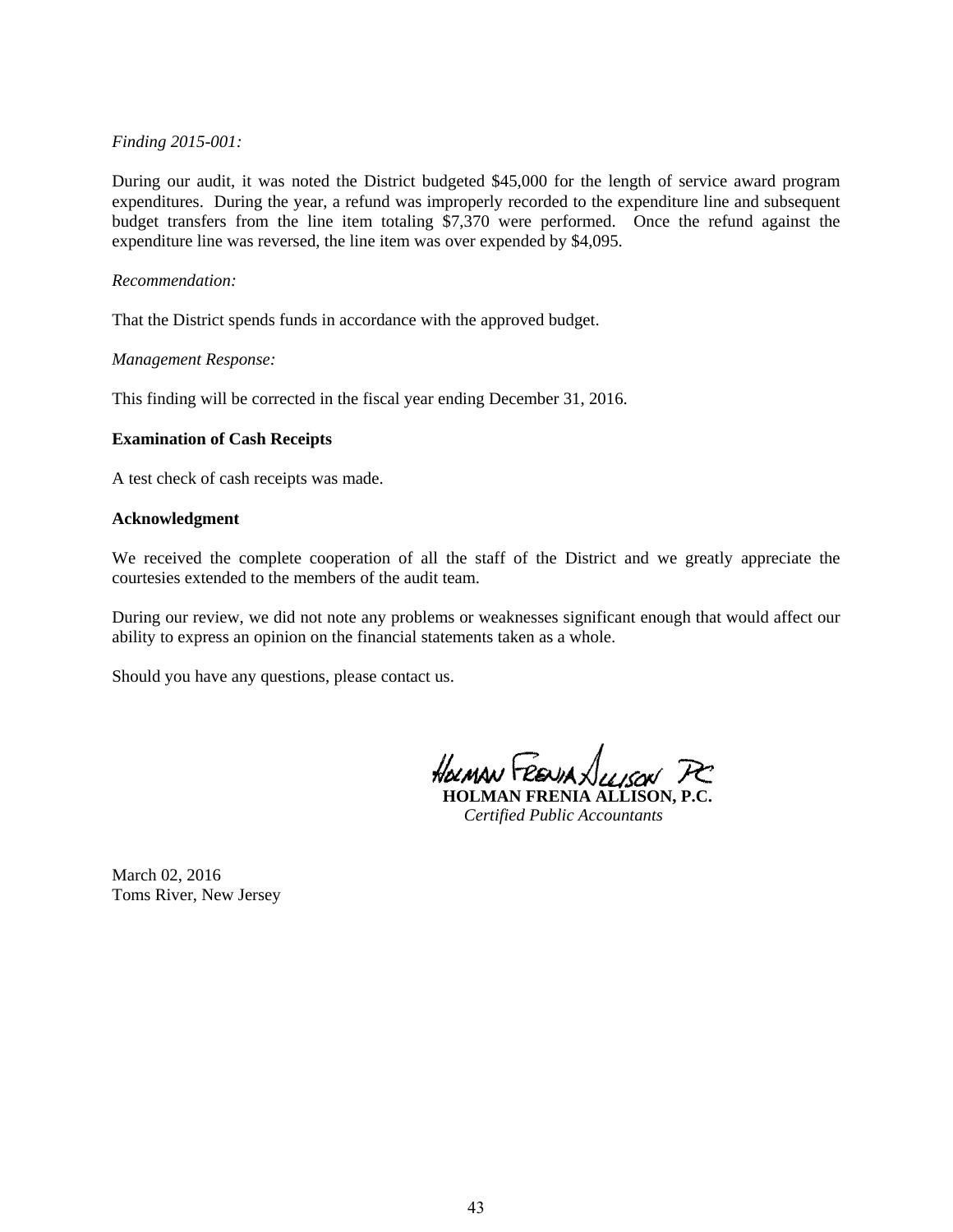*Finding 2015-001:*

During our audit, it was noted the District budgeted $45,000 for the length of service award program expenditures. During the year, a refund was improperly recorded to the expenditure line and subsequent budget transfers from the line item totaling $7,370 were performed. Once the refund against the expenditure line was reversed, the line item was over expended by $4,095.

*Recommendation:*

That the District spends funds in accordance with the approved budget.

*Management Response:*

This finding will be corrected in the fiscal year ending December 31, 2016.

**Examination of Cash Receipts**

A test check of cash receipts was made.

**Acknowledgment**

We received the complete cooperation of all the staff of the District and we greatly appreciate the courtesies extended to the members of the audit team.

During our review, we did not note any problems or weaknesses significant enough that would affect our ability to express an opinion on the financial statements taken as a whole.

Should you have any questions, please contact us.

Holman Frenia Allison PC

**HOLMAN FRENIA ALLISON, P.C.**
*Certified Public Accountants*

March 02, 2016
Toms River, New Jersey